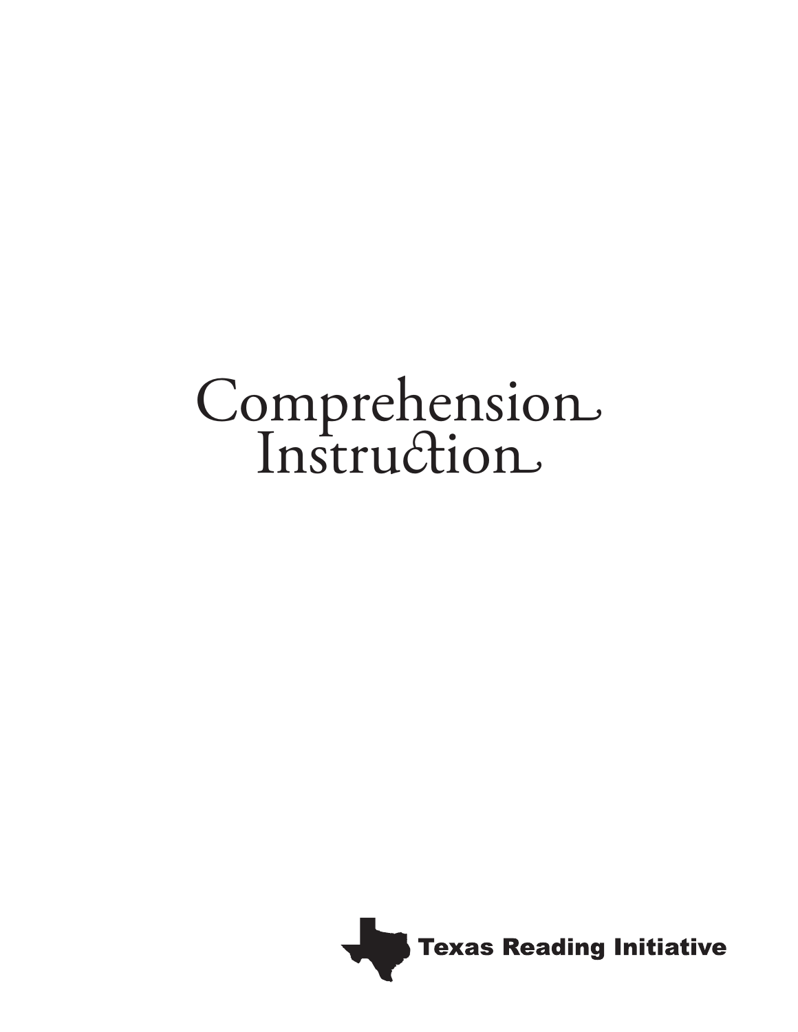# Comprehension Instruction

Texas Reading Initiative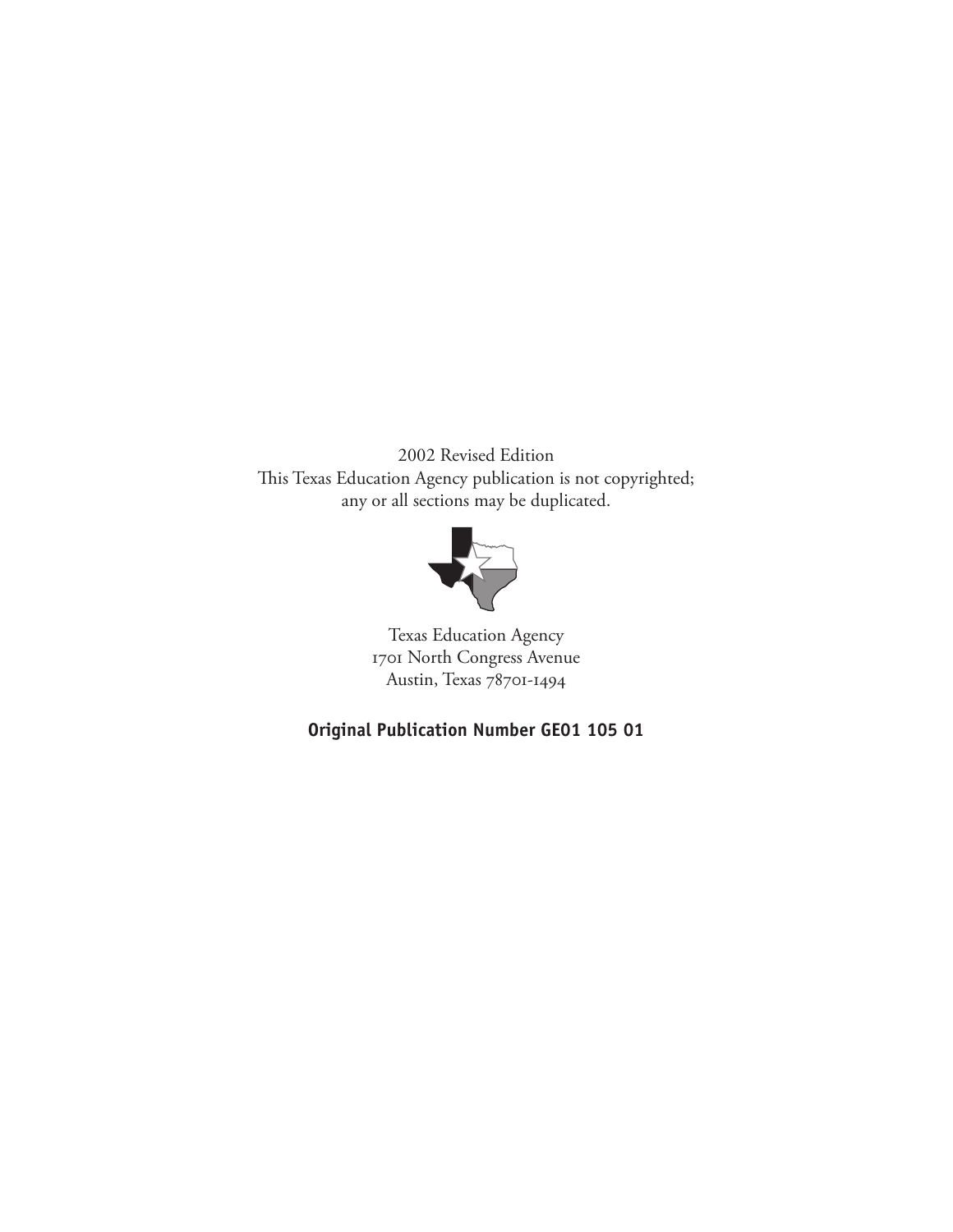2002 Revised Edition

This Texas Education Agency publication is not copyrighted;
any or all sections may be duplicated.

Texas Education Agency
1701 North Congress Avenue
Austin, Texas 78701-1494

**Original Publication Number GE01 105 01**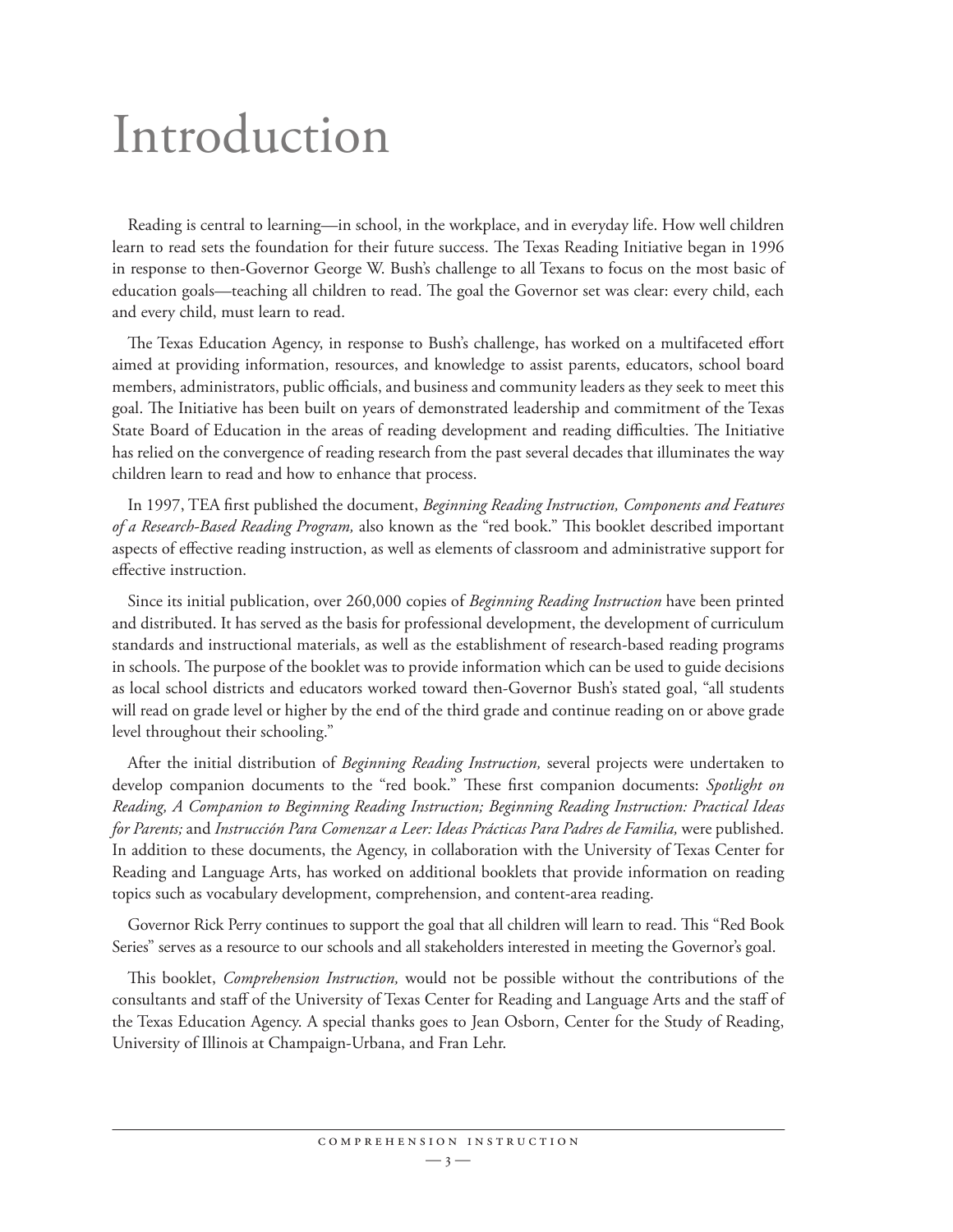# Introduction

Reading is central to learning—in school, in the workplace, and in everyday life. How well children learn to read sets the foundation for their future success. The Texas Reading Initiative began in 1996 in response to then-Governor George W. Bush's challenge to all Texans to focus on the most basic of education goals—teaching all children to read. The goal the Governor set was clear: every child, each and every child, must learn to read.

The Texas Education Agency, in response to Bush's challenge, has worked on a multifaceted effort aimed at providing information, resources, and knowledge to assist parents, educators, school board members, administrators, public officials, and business and community leaders as they seek to meet this goal. The Initiative has been built on years of demonstrated leadership and commitment of the Texas State Board of Education in the areas of reading development and reading difficulties. The Initiative has relied on the convergence of reading research from the past several decades that illuminates the way children learn to read and how to enhance that process.

In 1997, TEA first published the document, *Beginning Reading Instruction, Components and Features of a Research-Based Reading Program,* also known as the "red book." This booklet described important aspects of effective reading instruction, as well as elements of classroom and administrative support for effective instruction.

Since its initial publication, over 260,000 copies of *Beginning Reading Instruction* have been printed and distributed. It has served as the basis for professional development, the development of curriculum standards and instructional materials, as well as the establishment of research-based reading programs in schools. The purpose of the booklet was to provide information which can be used to guide decisions as local school districts and educators worked toward then-Governor Bush's stated goal, "all students will read on grade level or higher by the end of the third grade and continue reading on or above grade level throughout their schooling."

After the initial distribution of *Beginning Reading Instruction,* several projects were undertaken to develop companion documents to the "red book." These first companion documents: *Spotlight on Reading, A Companion to Beginning Reading Instruction; Beginning Reading Instruction: Practical Ideas for Parents;* and *Instrucción Para Comenzar a Leer: Ideas Prácticas Para Padres de Familia,* were published. In addition to these documents, the Agency, in collaboration with the University of Texas Center for Reading and Language Arts, has worked on additional booklets that provide information on reading topics such as vocabulary development, comprehension, and content-area reading.

Governor Rick Perry continues to support the goal that all children will learn to read. This "Red Book Series" serves as a resource to our schools and all stakeholders interested in meeting the Governor's goal.

This booklet, *Comprehension Instruction,* would not be possible without the contributions of the consultants and staff of the University of Texas Center for Reading and Language Arts and the staff of the Texas Education Agency. A special thanks goes to Jean Osborn, Center for the Study of Reading, University of Illinois at Champaign-Urbana, and Fran Lehr.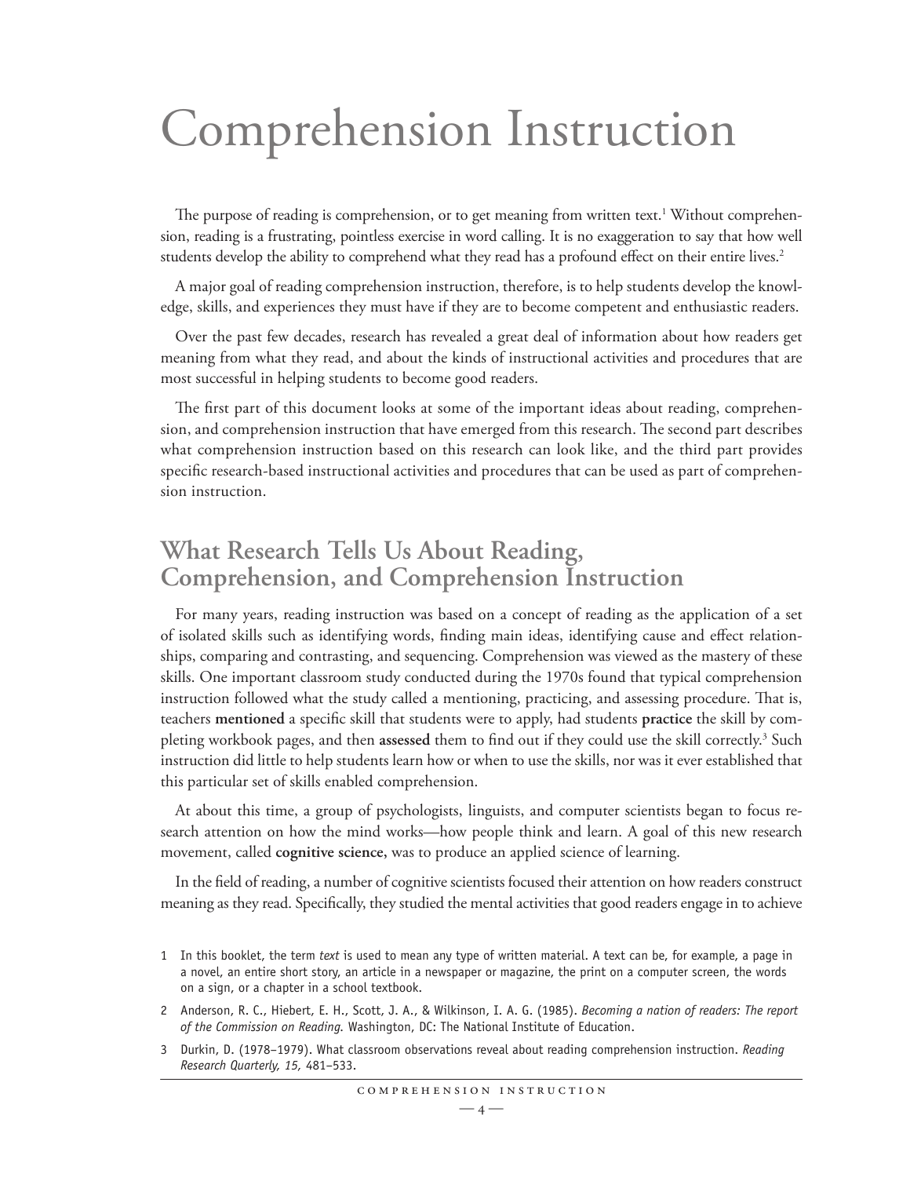# Comprehension Instruction

The purpose of reading is comprehension, or to get meaning from written text.[1] Without comprehension, reading is a frustrating, pointless exercise in word calling. It is no exaggeration to say that how well students develop the ability to comprehend what they read has a profound effect on their entire lives.[2]

A major goal of reading comprehension instruction, therefore, is to help students develop the knowledge, skills, and experiences they must have if they are to become competent and enthusiastic readers.

Over the past few decades, research has revealed a great deal of information about how readers get meaning from what they read, and about the kinds of instructional activities and procedures that are most successful in helping students to become good readers.

The first part of this document looks at some of the important ideas about reading, comprehension, and comprehension instruction that have emerged from this research. The second part describes what comprehension instruction based on this research can look like, and the third part provides specific research-based instructional activities and procedures that can be used as part of comprehension instruction.

## What Research Tells Us About Reading, Comprehension, and Comprehension Instruction

For many years, reading instruction was based on a concept of reading as the application of a set of isolated skills such as identifying words, finding main ideas, identifying cause and effect relationships, comparing and contrasting, and sequencing. Comprehension was viewed as the mastery of these skills. One important classroom study conducted during the 1970s found that typical comprehension instruction followed what the study called a mentioning, practicing, and assessing procedure. That is, teachers **mentioned** a specific skill that students were to apply, had students **practice** the skill by completing workbook pages, and then **assessed** them to find out if they could use the skill correctly.[3] Such instruction did little to help students learn how or when to use the skills, nor was it ever established that this particular set of skills enabled comprehension.

At about this time, a group of psychologists, linguists, and computer scientists began to focus research attention on how the mind works—how people think and learn. A goal of this new research movement, called **cognitive science,** was to produce an applied science of learning.

In the field of reading, a number of cognitive scientists focused their attention on how readers construct meaning as they read. Specifically, they studied the mental activities that good readers engage in to achieve

1 In this booklet, the term *text* is used to mean any type of written material. A text can be, for example, a page in a novel, an entire short story, an article in a newspaper or magazine, the print on a computer screen, the words on a sign, or a chapter in a school textbook.

2 Anderson, R. C., Hiebert, E. H., Scott, J. A., & Wilkinson, I. A. G. (1985). *Becoming a nation of readers: The report of the Commission on Reading.* Washington, DC: The National Institute of Education.

3 Durkin, D. (1978–1979). What classroom observations reveal about reading comprehension instruction. *Reading Research Quarterly, 15,* 481–533.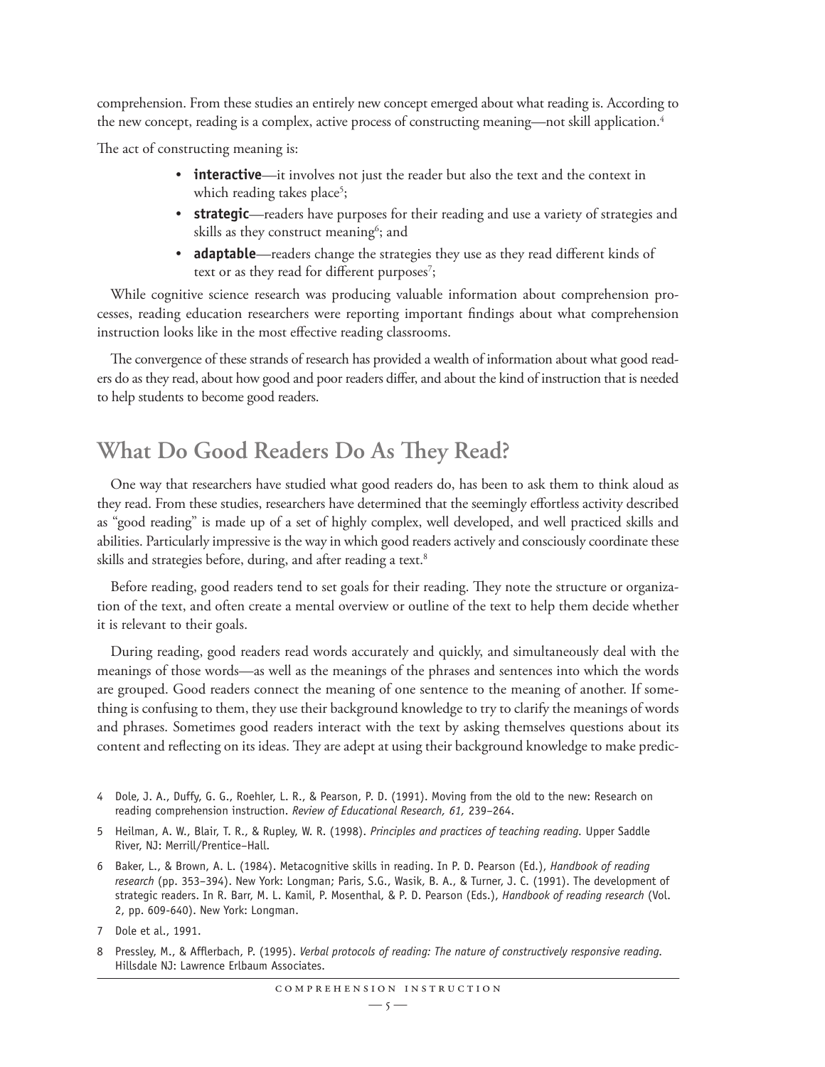comprehension. From these studies an entirely new concept emerged about what reading is. According to the new concept, reading is a complex, active process of constructing meaning—not skill application.[4]

The act of constructing meaning is:

- **interactive**—it involves not just the reader but also the text and the context in which reading takes place[5];
- **strategic**—readers have purposes for their reading and use a variety of strategies and skills as they construct meaning[6]; and
- **adaptable**—readers change the strategies they use as they read different kinds of text or as they read for different purposes[7];

While cognitive science research was producing valuable information about comprehension processes, reading education researchers were reporting important findings about what comprehension instruction looks like in the most effective reading classrooms.

The convergence of these strands of research has provided a wealth of information about what good readers do as they read, about how good and poor readers differ, and about the kind of instruction that is needed to help students to become good readers.

## What Do Good Readers Do As They Read?

One way that researchers have studied what good readers do, has been to ask them to think aloud as they read. From these studies, researchers have determined that the seemingly effortless activity described as "good reading" is made up of a set of highly complex, well developed, and well practiced skills and abilities. Particularly impressive is the way in which good readers actively and consciously coordinate these skills and strategies before, during, and after reading a text.[8]

Before reading, good readers tend to set goals for their reading. They note the structure or organization of the text, and often create a mental overview or outline of the text to help them decide whether it is relevant to their goals.

During reading, good readers read words accurately and quickly, and simultaneously deal with the meanings of those words—as well as the meanings of the phrases and sentences into which the words are grouped. Good readers connect the meaning of one sentence to the meaning of another. If something is confusing to them, they use their background knowledge to try to clarify the meanings of words and phrases. Sometimes good readers interact with the text by asking themselves questions about its content and reflecting on its ideas. They are adept at using their background knowledge to make predic-

---

4 Dole, J. A., Duffy, G. G., Roehler, L. R., & Pearson, P. D. (1991). Moving from the old to the new: Research on reading comprehension instruction. *Review of Educational Research, 61,* 239–264.

5 Heilman, A. W., Blair, T. R., & Rupley, W. R. (1998). *Principles and practices of teaching reading.* Upper Saddle River, NJ: Merrill/Prentice–Hall.

6 Baker, L., & Brown, A. L. (1984). Metacognitive skills in reading. In P. D. Pearson (Ed.), *Handbook of reading research* (pp. 353–394). New York: Longman; Paris, S.G., Wasik, B. A., & Turner, J. C. (1991). The development of strategic readers. In R. Barr, M. L. Kamil, P. Mosenthal, & P. D. Pearson (Eds.), *Handbook of reading research* (Vol. 2, pp. 609-640). New York: Longman.

7 Dole et al., 1991.

8 Pressley, M., & Afflerbach, P. (1995). *Verbal protocols of reading: The nature of constructively responsive reading.* Hillsdale NJ: Lawrence Erlbaum Associates.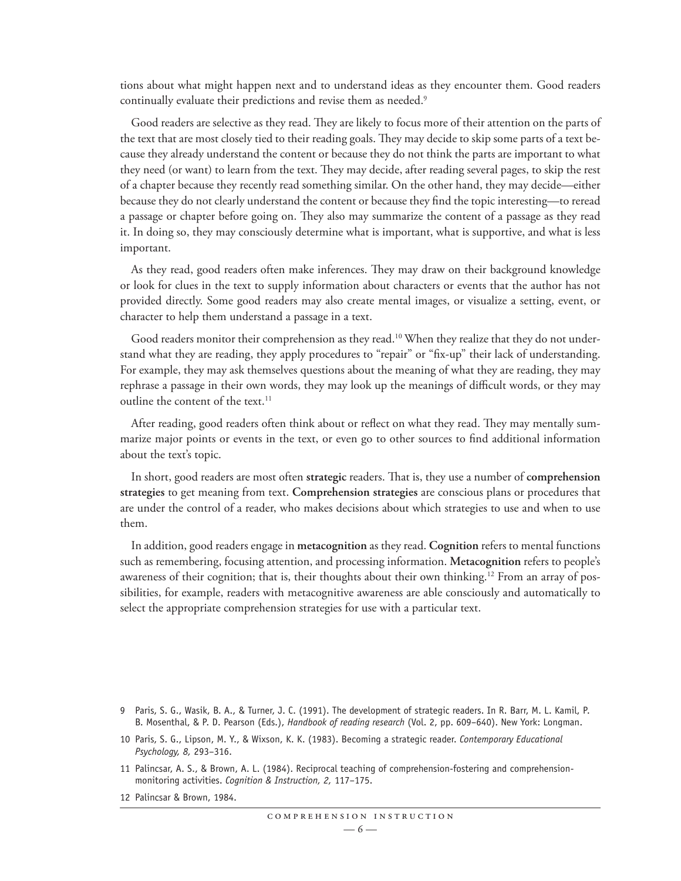tions about what might happen next and to understand ideas as they encounter them. Good readers continually evaluate their predictions and revise them as needed.[9]

Good readers are selective as they read. They are likely to focus more of their attention on the parts of the text that are most closely tied to their reading goals. They may decide to skip some parts of a text because they already understand the content or because they do not think the parts are important to what they need (or want) to learn from the text. They may decide, after reading several pages, to skip the rest of a chapter because they recently read something similar. On the other hand, they may decide—either because they do not clearly understand the content or because they find the topic interesting—to reread a passage or chapter before going on. They also may summarize the content of a passage as they read it. In doing so, they may consciously determine what is important, what is supportive, and what is less important.

As they read, good readers often make inferences. They may draw on their background knowledge or look for clues in the text to supply information about characters or events that the author has not provided directly. Some good readers may also create mental images, or visualize a setting, event, or character to help them understand a passage in a text.

Good readers monitor their comprehension as they read.[10] When they realize that they do not understand what they are reading, they apply procedures to "repair" or "fix-up" their lack of understanding. For example, they may ask themselves questions about the meaning of what they are reading, they may rephrase a passage in their own words, they may look up the meanings of difficult words, or they may outline the content of the text.[11]

After reading, good readers often think about or reflect on what they read. They may mentally summarize major points or events in the text, or even go to other sources to find additional information about the text's topic.

In short, good readers are most often **strategic** readers. That is, they use a number of **comprehension strategies** to get meaning from text. **Comprehension strategies** are conscious plans or procedures that are under the control of a reader, who makes decisions about which strategies to use and when to use them.

In addition, good readers engage in **metacognition** as they read. **Cognition** refers to mental functions such as remembering, focusing attention, and processing information. **Metacognition** refers to people's awareness of their cognition; that is, their thoughts about their own thinking.[12] From an array of possibilities, for example, readers with metacognitive awareness are able consciously and automatically to select the appropriate comprehension strategies for use with a particular text.

---

9 Paris, S. G., Wasik, B. A., & Turner, J. C. (1991). The development of strategic readers. In R. Barr, M. L. Kamil, P. B. Mosenthal, & P. D. Pearson (Eds.), *Handbook of reading research* (Vol. 2, pp. 609–640). New York: Longman.

10 Paris, S. G., Lipson, M. Y., & Wixson, K. K. (1983). Becoming a strategic reader. *Contemporary Educational Psychology, 8,* 293–316.

11 Palincsar, A. S., & Brown, A. L. (1984). Reciprocal teaching of comprehension-fostering and comprehension-monitoring activities. *Cognition & Instruction, 2,* 117–175.

12 Palincsar & Brown, 1984.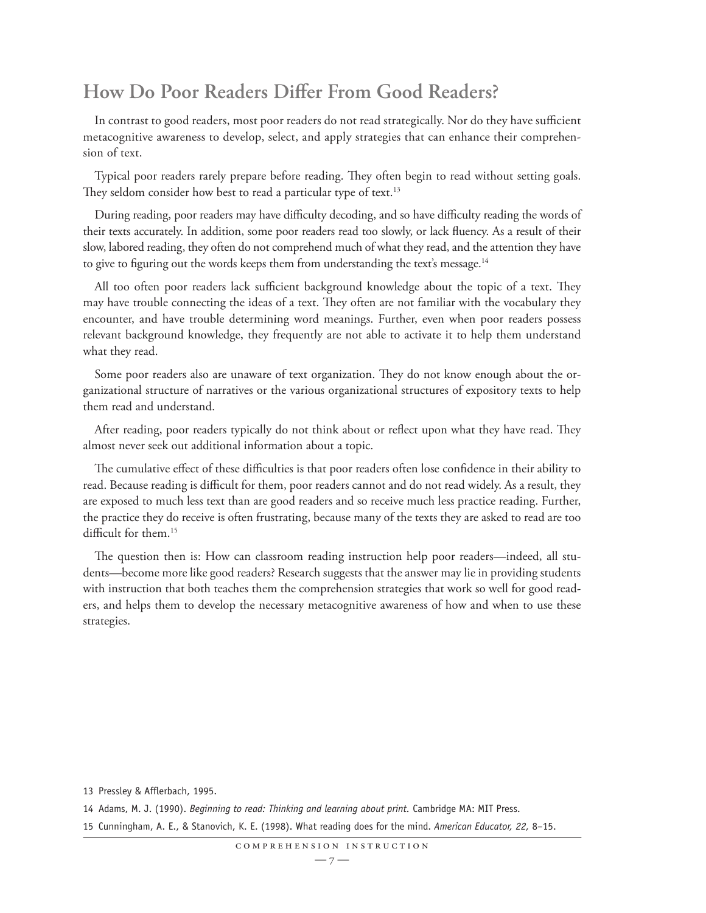## How Do Poor Readers Differ From Good Readers?

In contrast to good readers, most poor readers do not read strategically. Nor do they have sufficient metacognitive awareness to develop, select, and apply strategies that can enhance their comprehension of text.

Typical poor readers rarely prepare before reading. They often begin to read without setting goals. They seldom consider how best to read a particular type of text.[13]

During reading, poor readers may have difficulty decoding, and so have difficulty reading the words of their texts accurately. In addition, some poor readers read too slowly, or lack fluency. As a result of their slow, labored reading, they often do not comprehend much of what they read, and the attention they have to give to figuring out the words keeps them from understanding the text's message.[14]

All too often poor readers lack sufficient background knowledge about the topic of a text. They may have trouble connecting the ideas of a text. They often are not familiar with the vocabulary they encounter, and have trouble determining word meanings. Further, even when poor readers possess relevant background knowledge, they frequently are not able to activate it to help them understand what they read.

Some poor readers also are unaware of text organization. They do not know enough about the organizational structure of narratives or the various organizational structures of expository texts to help them read and understand.

After reading, poor readers typically do not think about or reflect upon what they have read. They almost never seek out additional information about a topic.

The cumulative effect of these difficulties is that poor readers often lose confidence in their ability to read. Because reading is difficult for them, poor readers cannot and do not read widely. As a result, they are exposed to much less text than are good readers and so receive much less practice reading. Further, the practice they do receive is often frustrating, because many of the texts they are asked to read are too difficult for them.[15]

The question then is: How can classroom reading instruction help poor readers—indeed, all students—become more like good readers? Research suggests that the answer may lie in providing students with instruction that both teaches them the comprehension strategies that work so well for good readers, and helps them to develop the necessary metacognitive awareness of how and when to use these strategies.

---

13 Pressley & Afflerbach, 1995.

14 Adams, M. J. (1990). *Beginning to read: Thinking and learning about print*. Cambridge MA: MIT Press.

15 Cunningham, A. E., & Stanovich, K. E. (1998). What reading does for the mind. *American Educator, 22,* 8–15.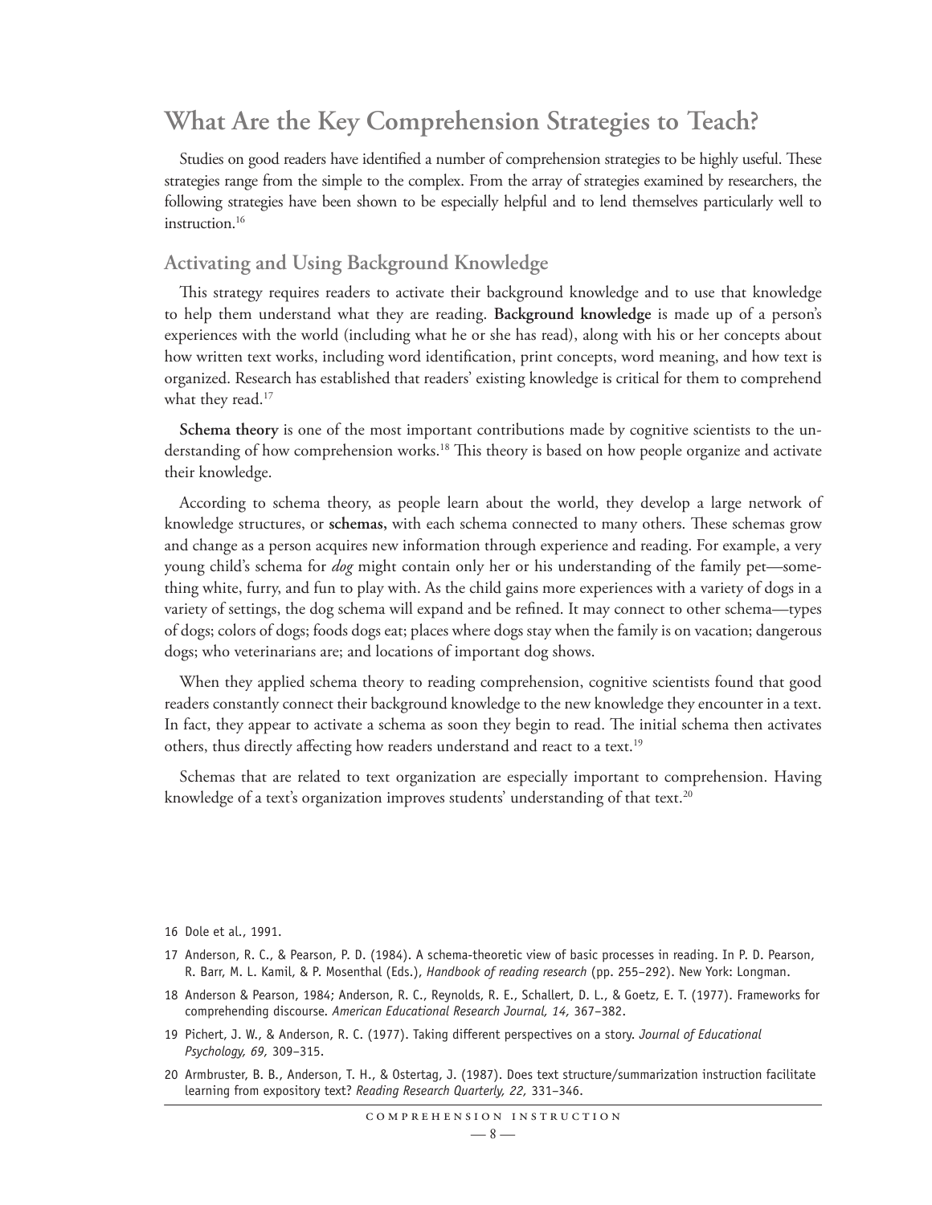## What Are the Key Comprehension Strategies to Teach?

Studies on good readers have identified a number of comprehension strategies to be highly useful. These strategies range from the simple to the complex. From the array of strategies examined by researchers, the following strategies have been shown to be especially helpful and to lend themselves particularly well to instruction.[16]

### Activating and Using Background Knowledge

This strategy requires readers to activate their background knowledge and to use that knowledge to help them understand what they are reading. **Background knowledge** is made up of a person's experiences with the world (including what he or she has read), along with his or her concepts about how written text works, including word identification, print concepts, word meaning, and how text is organized. Research has established that readers' existing knowledge is critical for them to comprehend what they read.[17]

**Schema theory** is one of the most important contributions made by cognitive scientists to the understanding of how comprehension works.[18] This theory is based on how people organize and activate their knowledge.

According to schema theory, as people learn about the world, they develop a large network of knowledge structures, or **schemas,** with each schema connected to many others. These schemas grow and change as a person acquires new information through experience and reading. For example, a very young child's schema for *dog* might contain only her or his understanding of the family pet—something white, furry, and fun to play with. As the child gains more experiences with a variety of dogs in a variety of settings, the dog schema will expand and be refined. It may connect to other schema—types of dogs; colors of dogs; foods dogs eat; places where dogs stay when the family is on vacation; dangerous dogs; who veterinarians are; and locations of important dog shows.

When they applied schema theory to reading comprehension, cognitive scientists found that good readers constantly connect their background knowledge to the new knowledge they encounter in a text. In fact, they appear to activate a schema as soon they begin to read. The initial schema then activates others, thus directly affecting how readers understand and react to a text.[19]

Schemas that are related to text organization are especially important to comprehension. Having knowledge of a text's organization improves students' understanding of that text.[20]

16 Dole et al., 1991.

17 Anderson, R. C., & Pearson, P. D. (1984). A schema-theoretic view of basic processes in reading. In P. D. Pearson, R. Barr, M. L. Kamil, & P. Mosenthal (Eds.), *Handbook of reading research* (pp. 255–292). New York: Longman.

18 Anderson & Pearson, 1984; Anderson, R. C., Reynolds, R. E., Schallert, D. L., & Goetz, E. T. (1977). Frameworks for comprehending discourse. *American Educational Research Journal, 14,* 367–382.

19 Pichert, J. W., & Anderson, R. C. (1977). Taking different perspectives on a story. *Journal of Educational Psychology, 69,* 309–315.

20 Armbruster, B. B., Anderson, T. H., & Ostertag, J. (1987). Does text structure/summarization instruction facilitate learning from expository text? *Reading Research Quarterly, 22,* 331–346.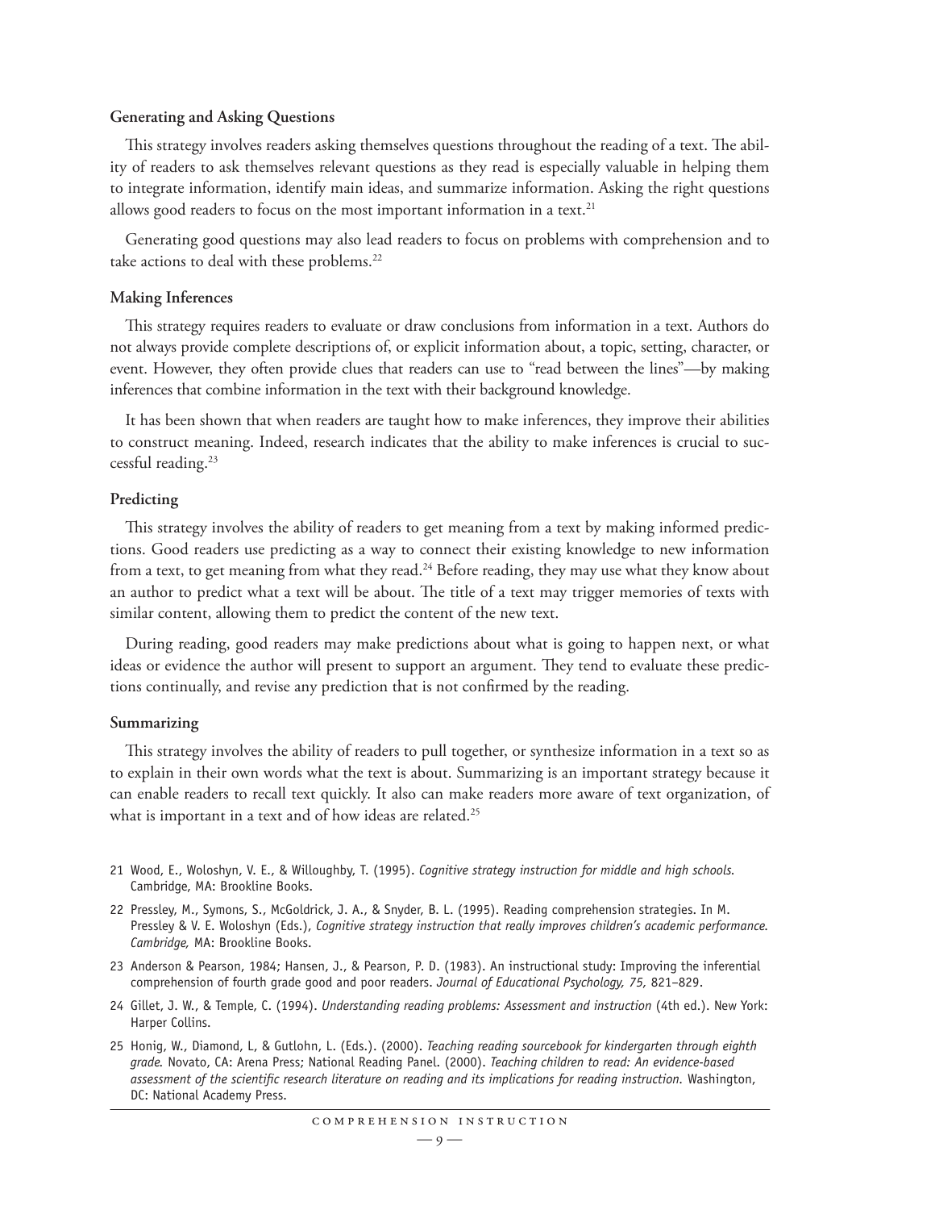### Generating and Asking Questions

This strategy involves readers asking themselves questions throughout the reading of a text. The ability of readers to ask themselves relevant questions as they read is especially valuable in helping them to integrate information, identify main ideas, and summarize information. Asking the right questions allows good readers to focus on the most important information in a text.[21]

Generating good questions may also lead readers to focus on problems with comprehension and to take actions to deal with these problems.[22]

### Making Inferences

This strategy requires readers to evaluate or draw conclusions from information in a text. Authors do not always provide complete descriptions of, or explicit information about, a topic, setting, character, or event. However, they often provide clues that readers can use to "read between the lines"—by making inferences that combine information in the text with their background knowledge.

It has been shown that when readers are taught how to make inferences, they improve their abilities to construct meaning. Indeed, research indicates that the ability to make inferences is crucial to successful reading.[23]

### Predicting

This strategy involves the ability of readers to get meaning from a text by making informed predictions. Good readers use predicting as a way to connect their existing knowledge to new information from a text, to get meaning from what they read.[24] Before reading, they may use what they know about an author to predict what a text will be about. The title of a text may trigger memories of texts with similar content, allowing them to predict the content of the new text.

During reading, good readers may make predictions about what is going to happen next, or what ideas or evidence the author will present to support an argument. They tend to evaluate these predictions continually, and revise any prediction that is not confirmed by the reading.

### Summarizing

This strategy involves the ability of readers to pull together, or synthesize information in a text so as to explain in their own words what the text is about. Summarizing is an important strategy because it can enable readers to recall text quickly. It also can make readers more aware of text organization, of what is important in a text and of how ideas are related.[25]

---

21 Wood, E., Woloshyn, V. E., & Willoughby, T. (1995). *Cognitive strategy instruction for middle and high schools.* Cambridge, MA: Brookline Books.

22 Pressley, M., Symons, S., McGoldrick, J. A., & Snyder, B. L. (1995). Reading comprehension strategies. In M. Pressley & V. E. Woloshyn (Eds.), *Cognitive strategy instruction that really improves children's academic performance. Cambridge,* MA: Brookline Books.

23 Anderson & Pearson, 1984; Hansen, J., & Pearson, P. D. (1983). An instructional study: Improving the inferential comprehension of fourth grade good and poor readers. *Journal of Educational Psychology, 75,* 821–829.

24 Gillet, J. W., & Temple, C. (1994). *Understanding reading problems: Assessment and instruction* (4th ed.). New York: Harper Collins.

25 Honig, W., Diamond, L, & Gutlohn, L. (Eds.). (2000). *Teaching reading sourcebook for kindergarten through eighth grade.* Novato, CA: Arena Press; National Reading Panel. (2000). *Teaching children to read: An evidence-based assessment of the scientific research literature on reading and its implications for reading instruction.* Washington, DC: National Academy Press.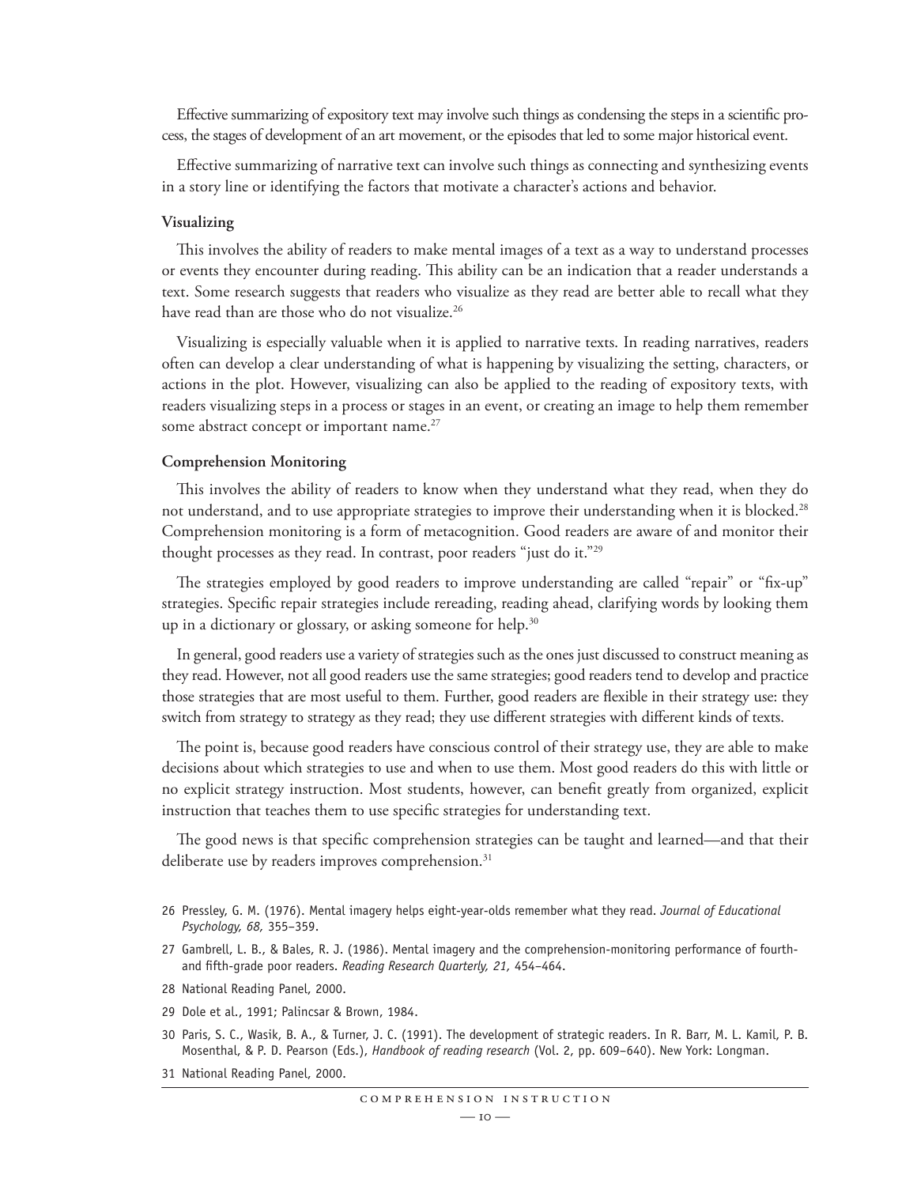Effective summarizing of expository text may involve such things as condensing the steps in a scientific process, the stages of development of an art movement, or the episodes that led to some major historical event.

Effective summarizing of narrative text can involve such things as connecting and synthesizing events in a story line or identifying the factors that motivate a character's actions and behavior.

### Visualizing

This involves the ability of readers to make mental images of a text as a way to understand processes or events they encounter during reading. This ability can be an indication that a reader understands a text. Some research suggests that readers who visualize as they read are better able to recall what they have read than are those who do not visualize.[26]

Visualizing is especially valuable when it is applied to narrative texts. In reading narratives, readers often can develop a clear understanding of what is happening by visualizing the setting, characters, or actions in the plot. However, visualizing can also be applied to the reading of expository texts, with readers visualizing steps in a process or stages in an event, or creating an image to help them remember some abstract concept or important name.[27]

### Comprehension Monitoring

This involves the ability of readers to know when they understand what they read, when they do not understand, and to use appropriate strategies to improve their understanding when it is blocked.[28] Comprehension monitoring is a form of metacognition. Good readers are aware of and monitor their thought processes as they read. In contrast, poor readers "just do it."[29]

The strategies employed by good readers to improve understanding are called "repair" or "fix-up" strategies. Specific repair strategies include rereading, reading ahead, clarifying words by looking them up in a dictionary or glossary, or asking someone for help.[30]

In general, good readers use a variety of strategies such as the ones just discussed to construct meaning as they read. However, not all good readers use the same strategies; good readers tend to develop and practice those strategies that are most useful to them. Further, good readers are flexible in their strategy use: they switch from strategy to strategy as they read; they use different strategies with different kinds of texts.

The point is, because good readers have conscious control of their strategy use, they are able to make decisions about which strategies to use and when to use them. Most good readers do this with little or no explicit strategy instruction. Most students, however, can benefit greatly from organized, explicit instruction that teaches them to use specific strategies for understanding text.

The good news is that specific comprehension strategies can be taught and learned—and that their deliberate use by readers improves comprehension.[31]

26 Pressley, G. M. (1976). Mental imagery helps eight-year-olds remember what they read. *Journal of Educational Psychology, 68,* 355–359.

27 Gambrell, L. B., & Bales, R. J. (1986). Mental imagery and the comprehension-monitoring performance of fourth- and fifth-grade poor readers. *Reading Research Quarterly, 21,* 454–464.

28 National Reading Panel, 2000.

29 Dole et al., 1991; Palincsar & Brown, 1984.

30 Paris, S. C., Wasik, B. A., & Turner, J. C. (1991). The development of strategic readers. In R. Barr, M. L. Kamil, P. B. Mosenthal, & P. D. Pearson (Eds.), *Handbook of reading research* (Vol. 2, pp. 609–640). New York: Longman.

31 National Reading Panel, 2000.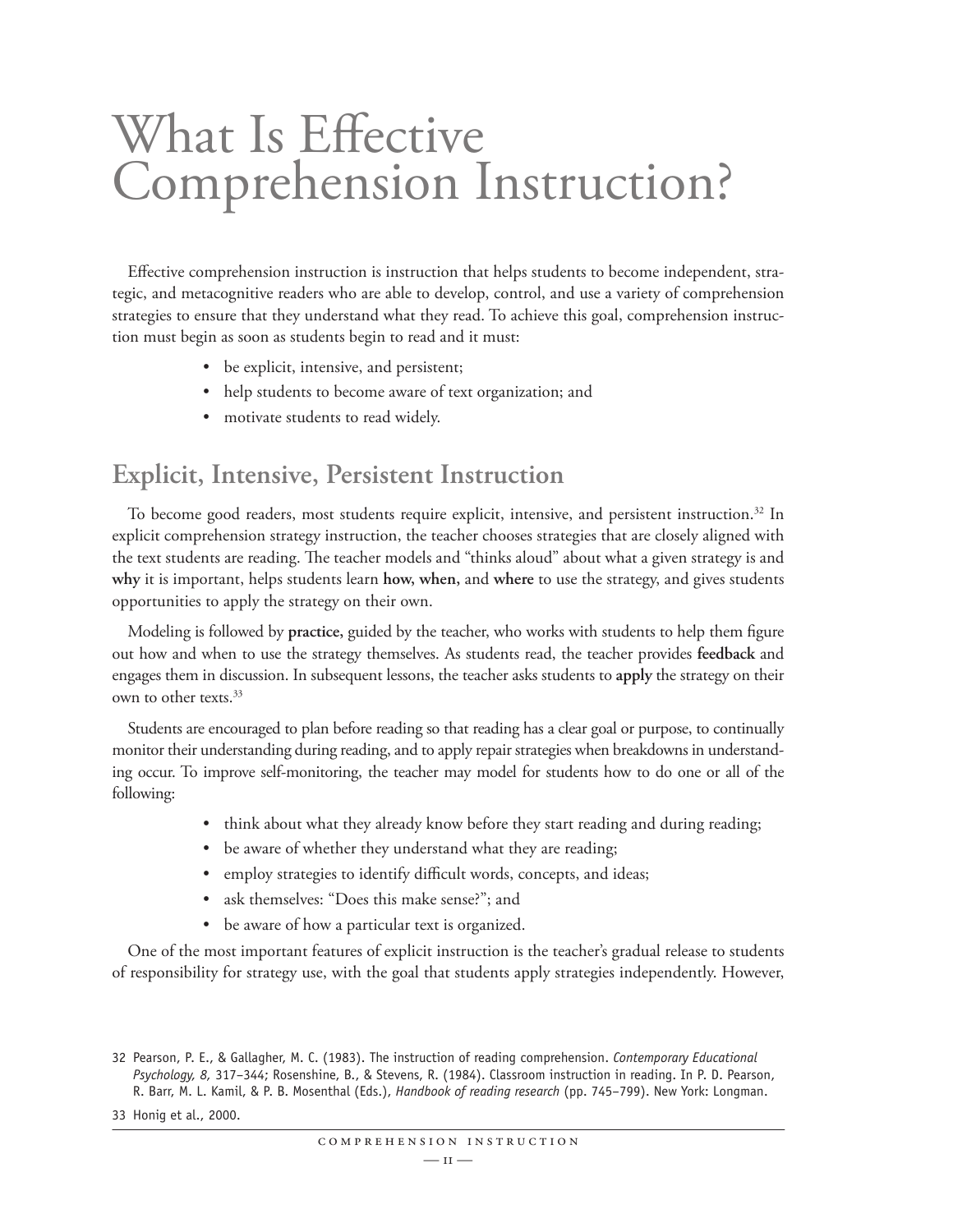# What Is Effective Comprehension Instruction?

Effective comprehension instruction is instruction that helps students to become independent, strategic, and metacognitive readers who are able to develop, control, and use a variety of comprehension strategies to ensure that they understand what they read. To achieve this goal, comprehension instruction must begin as soon as students begin to read and it must:

- be explicit, intensive, and persistent;
- help students to become aware of text organization; and
- motivate students to read widely.

## Explicit, Intensive, Persistent Instruction

To become good readers, most students require explicit, intensive, and persistent instruction.[32] In explicit comprehension strategy instruction, the teacher chooses strategies that are closely aligned with the text students are reading. The teacher models and "thinks aloud" about what a given strategy is and **why** it is important, helps students learn **how, when,** and **where** to use the strategy, and gives students opportunities to apply the strategy on their own.

Modeling is followed by **practice,** guided by the teacher, who works with students to help them figure out how and when to use the strategy themselves. As students read, the teacher provides **feedback** and engages them in discussion. In subsequent lessons, the teacher asks students to **apply** the strategy on their own to other texts.[33]

Students are encouraged to plan before reading so that reading has a clear goal or purpose, to continually monitor their understanding during reading, and to apply repair strategies when breakdowns in understanding occur. To improve self-monitoring, the teacher may model for students how to do one or all of the following:

- think about what they already know before they start reading and during reading;
- be aware of whether they understand what they are reading;
- employ strategies to identify difficult words, concepts, and ideas;
- ask themselves: "Does this make sense?"; and
- be aware of how a particular text is organized.

One of the most important features of explicit instruction is the teacher's gradual release to students of responsibility for strategy use, with the goal that students apply strategies independently. However,

32 Pearson, P. E., & Gallagher, M. C. (1983). The instruction of reading comprehension. *Contemporary Educational Psychology, 8,* 317–344; Rosenshine, B., & Stevens, R. (1984). Classroom instruction in reading. In P. D. Pearson, R. Barr, M. L. Kamil, & P. B. Mosenthal (Eds.), *Handbook of reading research* (pp. 745–799). New York: Longman.

33 Honig et al., 2000.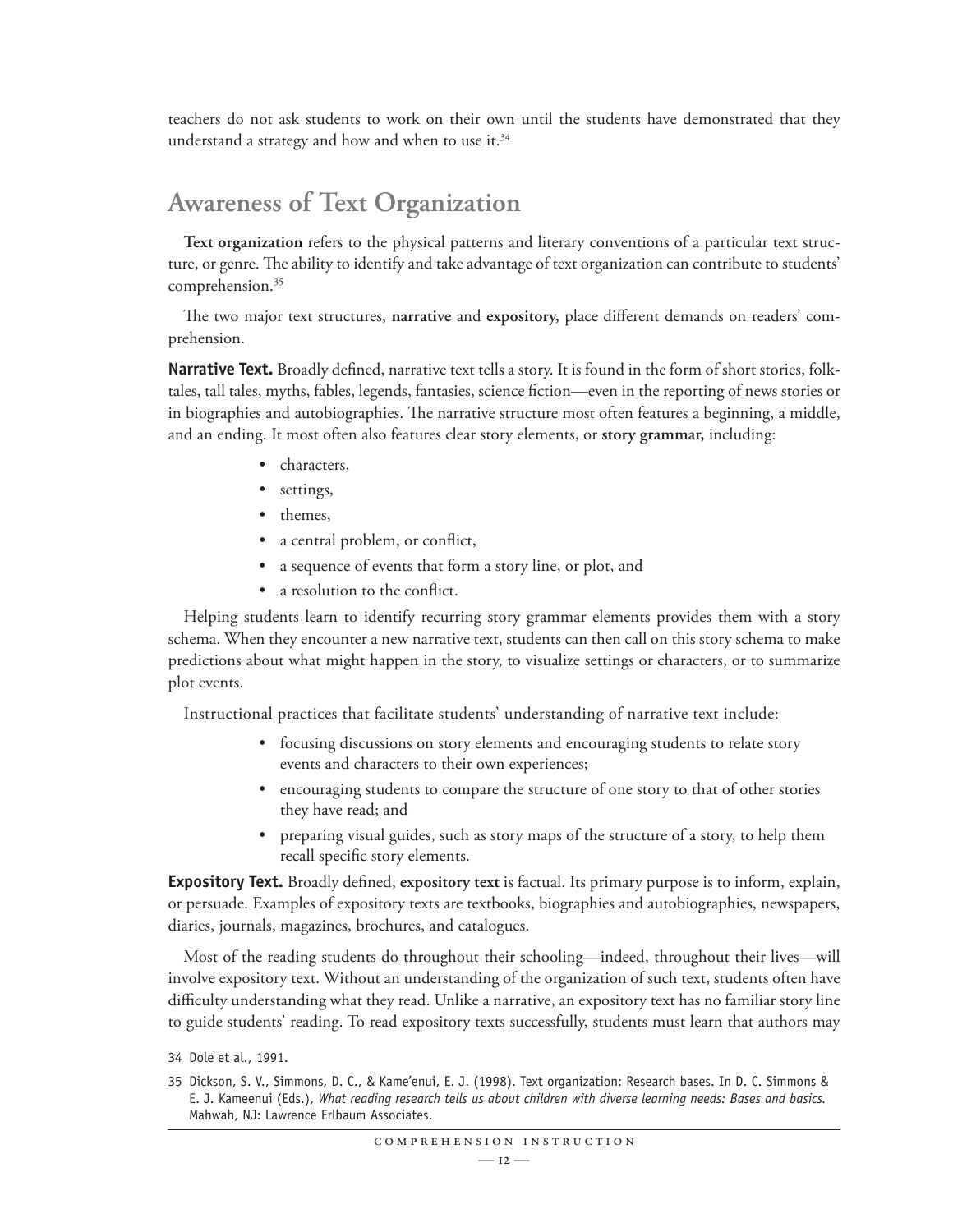teachers do not ask students to work on their own until the students have demonstrated that they understand a strategy and how and when to use it.[34]

## Awareness of Text Organization

**Text organization** refers to the physical patterns and literary conventions of a particular text structure, or genre. The ability to identify and take advantage of text organization can contribute to students' comprehension.[35]

The two major text structures, **narrative** and **expository**, place different demands on readers' comprehension.

**Narrative Text.** Broadly defined, narrative text tells a story. It is found in the form of short stories, folktales, tall tales, myths, fables, legends, fantasies, science fiction—even in the reporting of news stories or in biographies and autobiographies. The narrative structure most often features a beginning, a middle, and an ending. It most often also features clear story elements, or **story grammar**, including:

- characters,
- settings,
- themes,
- a central problem, or conflict,
- a sequence of events that form a story line, or plot, and
- a resolution to the conflict.

Helping students learn to identify recurring story grammar elements provides them with a story schema. When they encounter a new narrative text, students can then call on this story schema to make predictions about what might happen in the story, to visualize settings or characters, or to summarize plot events.

Instructional practices that facilitate students' understanding of narrative text include:

- focusing discussions on story elements and encouraging students to relate story events and characters to their own experiences;
- encouraging students to compare the structure of one story to that of other stories they have read; and
- preparing visual guides, such as story maps of the structure of a story, to help them recall specific story elements.

**Expository Text.** Broadly defined, **expository text** is factual. Its primary purpose is to inform, explain, or persuade. Examples of expository texts are textbooks, biographies and autobiographies, newspapers, diaries, journals, magazines, brochures, and catalogues.

Most of the reading students do throughout their schooling—indeed, throughout their lives—will involve expository text. Without an understanding of the organization of such text, students often have difficulty understanding what they read. Unlike a narrative, an expository text has no familiar story line to guide students' reading. To read expository texts successfully, students must learn that authors may

34 Dole et al., 1991.

35 Dickson, S. V., Simmons, D. C., & Kame'enui, E. J. (1998). Text organization: Research bases. In D. C. Simmons & E. J. Kameenui (Eds.), *What reading research tells us about children with diverse learning needs: Bases and basics.* Mahwah, NJ: Lawrence Erlbaum Associates.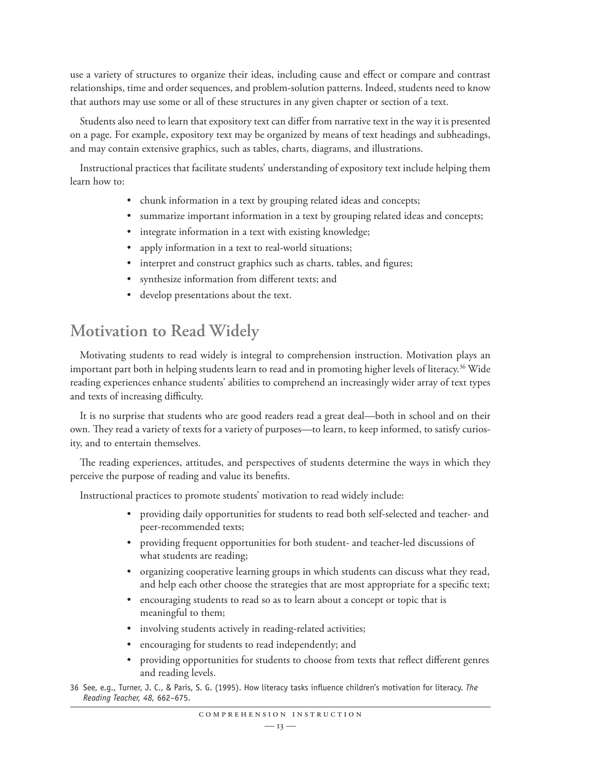use a variety of structures to organize their ideas, including cause and effect or compare and contrast relationships, time and order sequences, and problem-solution patterns. Indeed, students need to know that authors may use some or all of these structures in any given chapter or section of a text.

Students also need to learn that expository text can differ from narrative text in the way it is presented on a page. For example, expository text may be organized by means of text headings and subheadings, and may contain extensive graphics, such as tables, charts, diagrams, and illustrations.

Instructional practices that facilitate students' understanding of expository text include helping them learn how to:

- chunk information in a text by grouping related ideas and concepts;
- summarize important information in a text by grouping related ideas and concepts;
- integrate information in a text with existing knowledge;
- apply information in a text to real-world situations;
- interpret and construct graphics such as charts, tables, and figures;
- synthesize information from different texts; and
- develop presentations about the text.

## Motivation to Read Widely

Motivating students to read widely is integral to comprehension instruction. Motivation plays an important part both in helping students learn to read and in promoting higher levels of literacy.[36] Wide reading experiences enhance students' abilities to comprehend an increasingly wider array of text types and texts of increasing difficulty.

It is no surprise that students who are good readers read a great deal—both in school and on their own. They read a variety of texts for a variety of purposes—to learn, to keep informed, to satisfy curiosity, and to entertain themselves.

The reading experiences, attitudes, and perspectives of students determine the ways in which they perceive the purpose of reading and value its benefits.

Instructional practices to promote students' motivation to read widely include:

- providing daily opportunities for students to read both self-selected and teacher- and peer-recommended texts;
- providing frequent opportunities for both student- and teacher-led discussions of what students are reading;
- organizing cooperative learning groups in which students can discuss what they read, and help each other choose the strategies that are most appropriate for a specific text;
- encouraging students to read so as to learn about a concept or topic that is meaningful to them;
- involving students actively in reading-related activities;
- encouraging for students to read independently; and
- providing opportunities for students to choose from texts that reflect different genres and reading levels.

36 See, e.g., Turner, J. C., & Paris, S. G. (1995). How literacy tasks influence children's motivation for literacy. *The Reading Teacher, 48,* 662–675.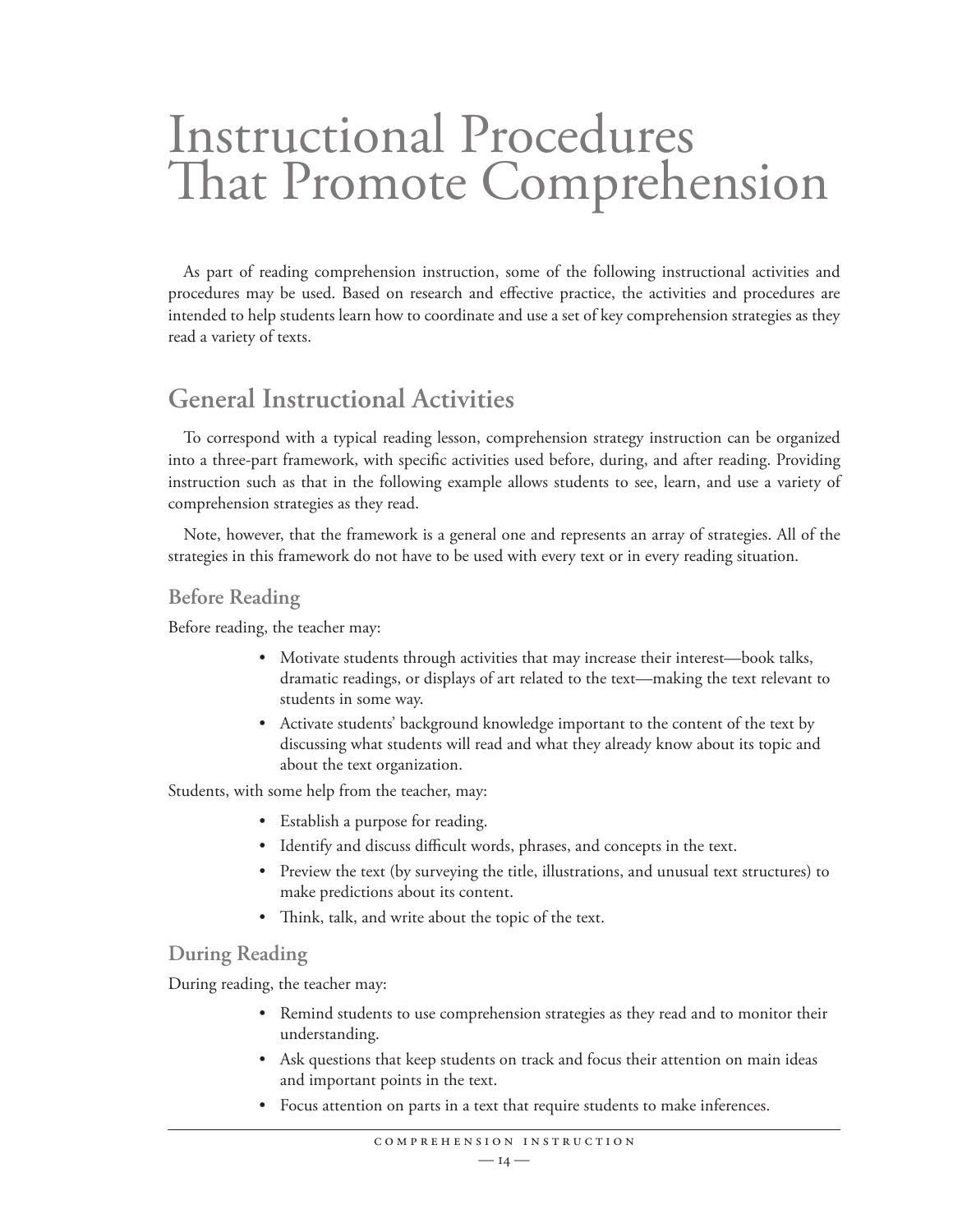# Instructional Procedures That Promote Comprehension

As part of reading comprehension instruction, some of the following instructional activities and procedures may be used. Based on research and effective practice, the activities and procedures are intended to help students learn how to coordinate and use a set of key comprehension strategies as they read a variety of texts.

## General Instructional Activities

To correspond with a typical reading lesson, comprehension strategy instruction can be organized into a three-part framework, with specific activities used before, during, and after reading. Providing instruction such as that in the following example allows students to see, learn, and use a variety of comprehension strategies as they read.

Note, however, that the framework is a general one and represents an array of strategies. All of the strategies in this framework do not have to be used with every text or in every reading situation.

### Before Reading

Before reading, the teacher may:

- Motivate students through activities that may increase their interest—book talks, dramatic readings, or displays of art related to the text—making the text relevant to students in some way.
- Activate students' background knowledge important to the content of the text by discussing what students will read and what they already know about its topic and about the text organization.

Students, with some help from the teacher, may:

- Establish a purpose for reading.
- Identify and discuss difficult words, phrases, and concepts in the text.
- Preview the text (by surveying the title, illustrations, and unusual text structures) to make predictions about its content.
- Think, talk, and write about the topic of the text.

### During Reading

During reading, the teacher may:

- Remind students to use comprehension strategies as they read and to monitor their understanding.
- Ask questions that keep students on track and focus their attention on main ideas and important points in the text.
- Focus attention on parts in a text that require students to make inferences.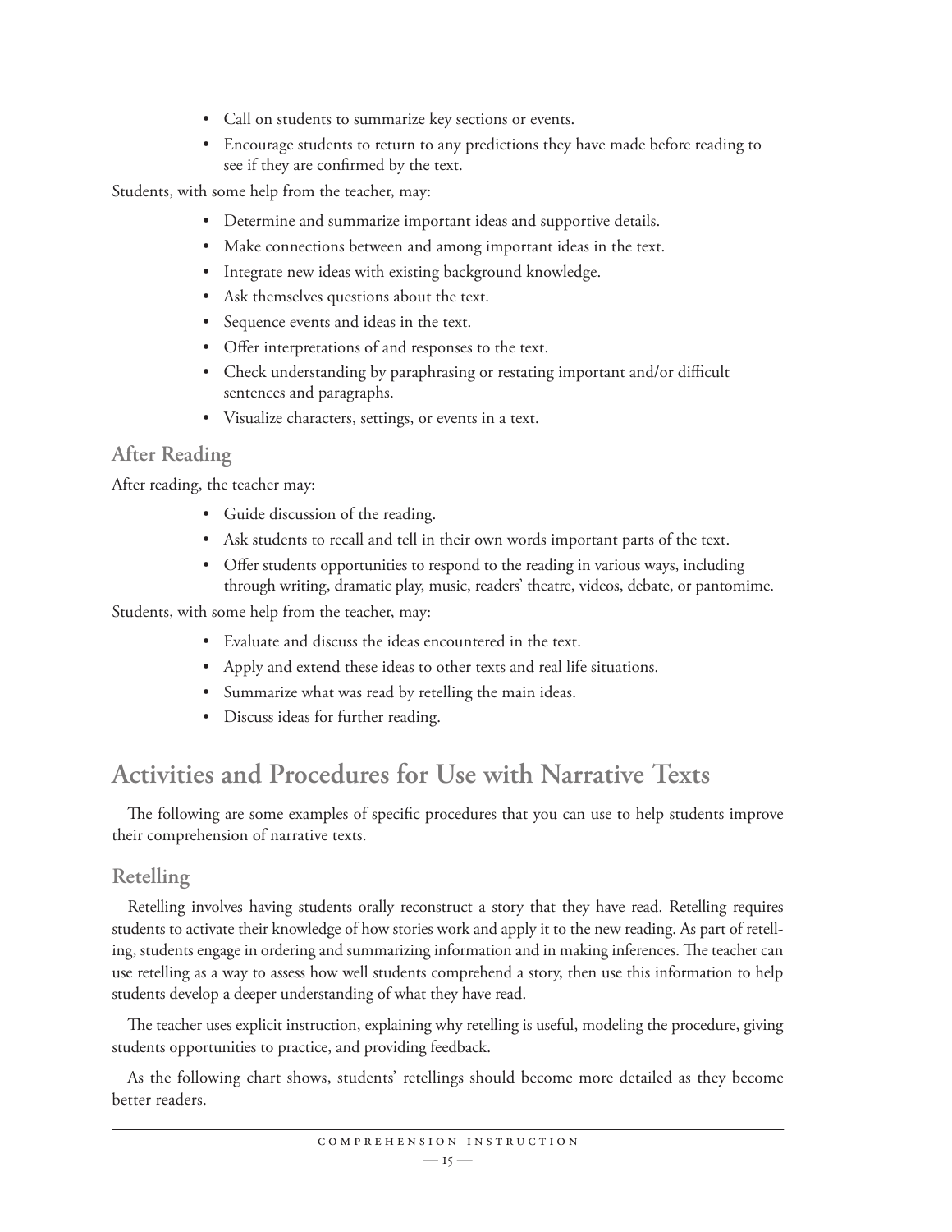- Call on students to summarize key sections or events.
- Encourage students to return to any predictions they have made before reading to see if they are confirmed by the text.

Students, with some help from the teacher, may:

- Determine and summarize important ideas and supportive details.
- Make connections between and among important ideas in the text.
- Integrate new ideas with existing background knowledge.
- Ask themselves questions about the text.
- Sequence events and ideas in the text.
- Offer interpretations of and responses to the text.
- Check understanding by paraphrasing or restating important and/or difficult sentences and paragraphs.
- Visualize characters, settings, or events in a text.

### After Reading

After reading, the teacher may:

- Guide discussion of the reading.
- Ask students to recall and tell in their own words important parts of the text.
- Offer students opportunities to respond to the reading in various ways, including through writing, dramatic play, music, readers' theatre, videos, debate, or pantomime.

Students, with some help from the teacher, may:

- Evaluate and discuss the ideas encountered in the text.
- Apply and extend these ideas to other texts and real life situations.
- Summarize what was read by retelling the main ideas.
- Discuss ideas for further reading.

## Activities and Procedures for Use with Narrative Texts

The following are some examples of specific procedures that you can use to help students improve their comprehension of narrative texts.

### Retelling

Retelling involves having students orally reconstruct a story that they have read. Retelling requires students to activate their knowledge of how stories work and apply it to the new reading. As part of retelling, students engage in ordering and summarizing information and in making inferences. The teacher can use retelling as a way to assess how well students comprehend a story, then use this information to help students develop a deeper understanding of what they have read.

The teacher uses explicit instruction, explaining why retelling is useful, modeling the procedure, giving students opportunities to practice, and providing feedback.

As the following chart shows, students' retellings should become more detailed as they become better readers.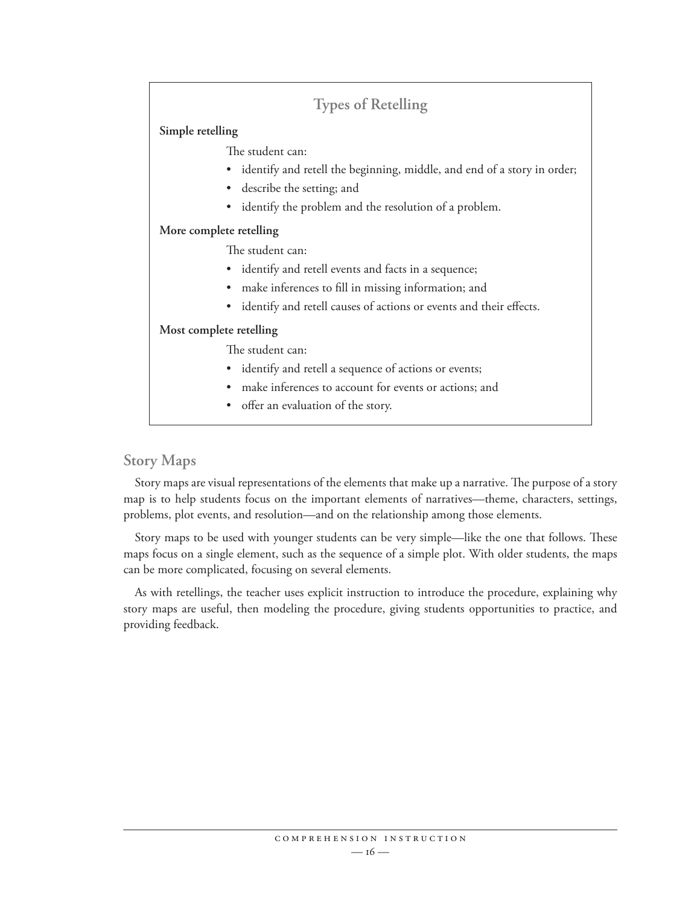## Types of Retelling

**Simple retelling**

The student can:

- identify and retell the beginning, middle, and end of a story in order;
- describe the setting; and
- identify the problem and the resolution of a problem.

**More complete retelling**

The student can:

- identify and retell events and facts in a sequence;
- make inferences to fill in missing information; and
- identify and retell causes of actions or events and their effects.

**Most complete retelling**

The student can:

- identify and retell a sequence of actions or events;
- make inferences to account for events or actions; and
- offer an evaluation of the story.

## Story Maps

Story maps are visual representations of the elements that make up a narrative. The purpose of a story map is to help students focus on the important elements of narratives—theme, characters, settings, problems, plot events, and resolution—and on the relationship among those elements.

Story maps to be used with younger students can be very simple—like the one that follows. These maps focus on a single element, such as the sequence of a simple plot. With older students, the maps can be more complicated, focusing on several elements.

As with retellings, the teacher uses explicit instruction to introduce the procedure, explaining why story maps are useful, then modeling the procedure, giving students opportunities to practice, and providing feedback.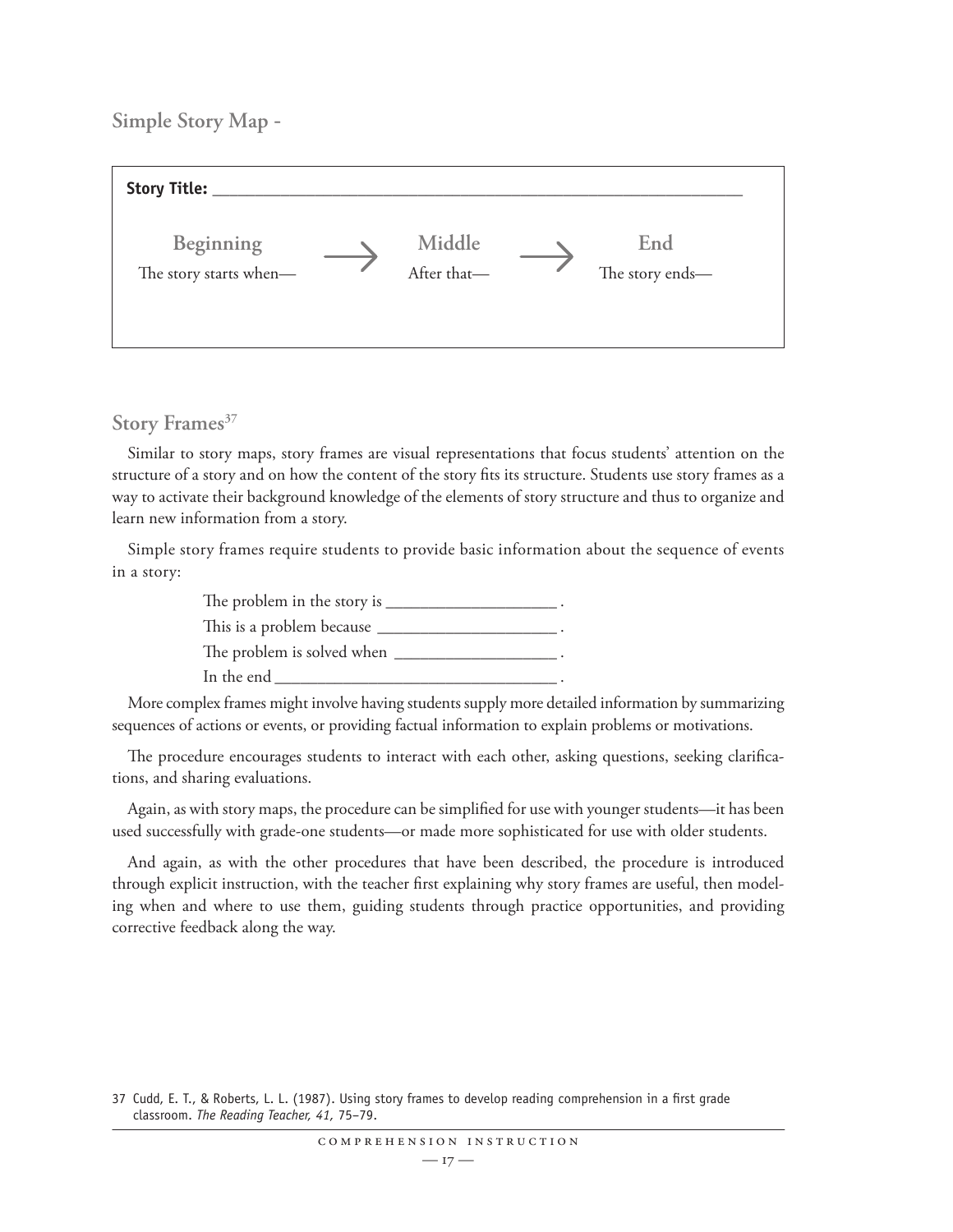## Simple Story Map -

**Story Title:** ____________________________________________

| Beginning | | Middle | | End |
|---|---|---|---|---|
| The story starts when— | → | After that— | → | The story ends— |

## Story Frames[37]

Similar to story maps, story frames are visual representations that focus students' attention on the structure of a story and on how the content of the story fits its structure. Students use story frames as a way to activate their background knowledge of the elements of story structure and thus to organize and learn new information from a story.

Simple story frames require students to provide basic information about the sequence of events in a story:

> The problem in the story is ____________________ .
> This is a problem because ______________________ .
> The problem is solved when ___________________ .
> In the end __________________________________ .

More complex frames might involve having students supply more detailed information by summarizing sequences of actions or events, or providing factual information to explain problems or motivations.

The procedure encourages students to interact with each other, asking questions, seeking clarifications, and sharing evaluations.

Again, as with story maps, the procedure can be simplified for use with younger students—it has been used successfully with grade-one students—or made more sophisticated for use with older students.

And again, as with the other procedures that have been described, the procedure is introduced through explicit instruction, with the teacher first explaining why story frames are useful, then modeling when and where to use them, guiding students through practice opportunities, and providing corrective feedback along the way.

37 Cudd, E. T., & Roberts, L. L. (1987). Using story frames to develop reading comprehension in a first grade classroom. *The Reading Teacher, 41,* 75–79.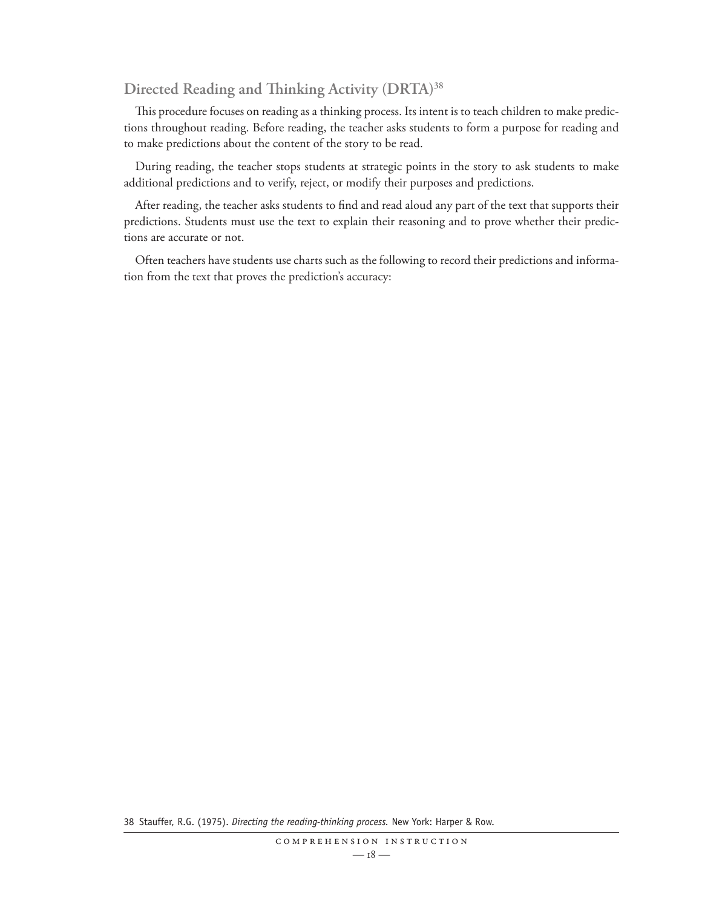## Directed Reading and Thinking Activity (DRTA)[38]

This procedure focuses on reading as a thinking process. Its intent is to teach children to make predictions throughout reading. Before reading, the teacher asks students to form a purpose for reading and to make predictions about the content of the story to be read.

During reading, the teacher stops students at strategic points in the story to ask students to make additional predictions and to verify, reject, or modify their purposes and predictions.

After reading, the teacher asks students to find and read aloud any part of the text that supports their predictions. Students must use the text to explain their reasoning and to prove whether their predictions are accurate or not.

Often teachers have students use charts such as the following to record their predictions and information from the text that proves the prediction's accuracy:

38 Stauffer, R.G. (1975). *Directing the reading-thinking process.* New York: Harper & Row.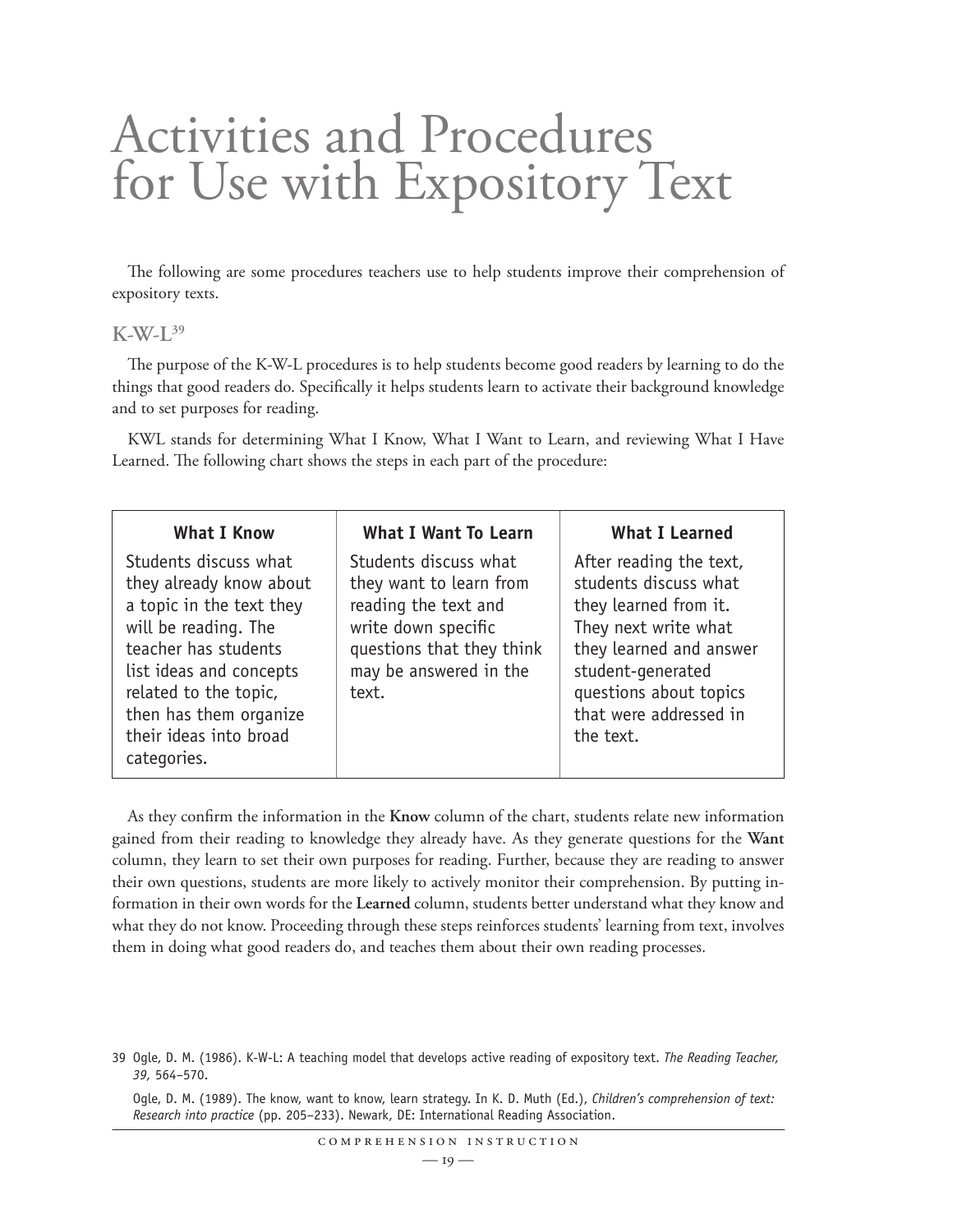# Activities and Procedures for Use with Expository Text

The following are some procedures teachers use to help students improve their comprehension of expository texts.

## K-W-L[39]

The purpose of the K-W-L procedures is to help students become good readers by learning to do the things that good readers do. Specifically it helps students learn to activate their background knowledge and to set purposes for reading.

KWL stands for determining What I Know, What I Want to Learn, and reviewing What I Have Learned. The following chart shows the steps in each part of the procedure:

| What I Know | What I Want To Learn | What I Learned |
|---|---|---|
| Students discuss what they already know about a topic in the text they will be reading. The teacher has students list ideas and concepts related to the topic, then has them organize their ideas into broad categories. | Students discuss what they want to learn from reading the text and write down specific questions that they think may be answered in the text. | After reading the text, students discuss what they learned from it. They next write what they learned and answer student-generated questions about topics that were addressed in the text. |

As they confirm the information in the **Know** column of the chart, students relate new information gained from their reading to knowledge they already have. As they generate questions for the **Want** column, they learn to set their own purposes for reading. Further, because they are reading to answer their own questions, students are more likely to actively monitor their comprehension. By putting information in their own words for the **Learned** column, students better understand what they know and what they do not know. Proceeding through these steps reinforces students' learning from text, involves them in doing what good readers do, and teaches them about their own reading processes.

39 Ogle, D. M. (1986). K-W-L: A teaching model that develops active reading of expository text. *The Reading Teacher, 39,* 564–570.

Ogle, D. M. (1989). The know, want to know, learn strategy. In K. D. Muth (Ed.), *Children's comprehension of text: Research into practice* (pp. 205–233). Newark, DE: International Reading Association.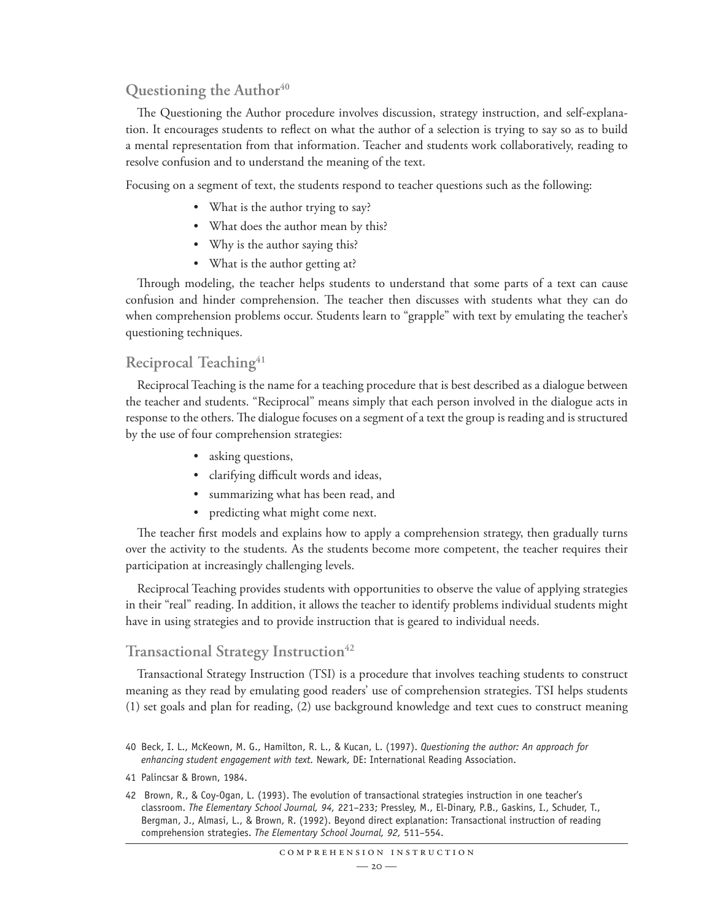## Questioning the Author[40]

The Questioning the Author procedure involves discussion, strategy instruction, and self-explanation. It encourages students to reflect on what the author of a selection is trying to say so as to build a mental representation from that information. Teacher and students work collaboratively, reading to resolve confusion and to understand the meaning of the text.

Focusing on a segment of text, the students respond to teacher questions such as the following:

- What is the author trying to say?
- What does the author mean by this?
- Why is the author saying this?
- What is the author getting at?

Through modeling, the teacher helps students to understand that some parts of a text can cause confusion and hinder comprehension. The teacher then discusses with students what they can do when comprehension problems occur. Students learn to "grapple" with text by emulating the teacher's questioning techniques.

## Reciprocal Teaching[41]

Reciprocal Teaching is the name for a teaching procedure that is best described as a dialogue between the teacher and students. "Reciprocal" means simply that each person involved in the dialogue acts in response to the others. The dialogue focuses on a segment of a text the group is reading and is structured by the use of four comprehension strategies:

- asking questions,
- clarifying difficult words and ideas,
- summarizing what has been read, and
- predicting what might come next.

The teacher first models and explains how to apply a comprehension strategy, then gradually turns over the activity to the students. As the students become more competent, the teacher requires their participation at increasingly challenging levels.

Reciprocal Teaching provides students with opportunities to observe the value of applying strategies in their "real" reading. In addition, it allows the teacher to identify problems individual students might have in using strategies and to provide instruction that is geared to individual needs.

## Transactional Strategy Instruction[42]

Transactional Strategy Instruction (TSI) is a procedure that involves teaching students to construct meaning as they read by emulating good readers' use of comprehension strategies. TSI helps students (1) set goals and plan for reading, (2) use background knowledge and text cues to construct meaning

40 Beck, I. L., McKeown, M. G., Hamilton, R. L., & Kucan, L. (1997). *Questioning the author: An approach for enhancing student engagement with text.* Newark, DE: International Reading Association.

41 Palincsar & Brown, 1984.

42 Brown, R., & Coy-Ogan, L. (1993). The evolution of transactional strategies instruction in one teacher's classroom. *The Elementary School Journal, 94,* 221–233; Pressley, M., El-Dinary, P.B., Gaskins, I., Schuder, T., Bergman, J., Almasi, L., & Brown, R. (1992). Beyond direct explanation: Transactional instruction of reading comprehension strategies. *The Elementary School Journal, 92,* 511–554.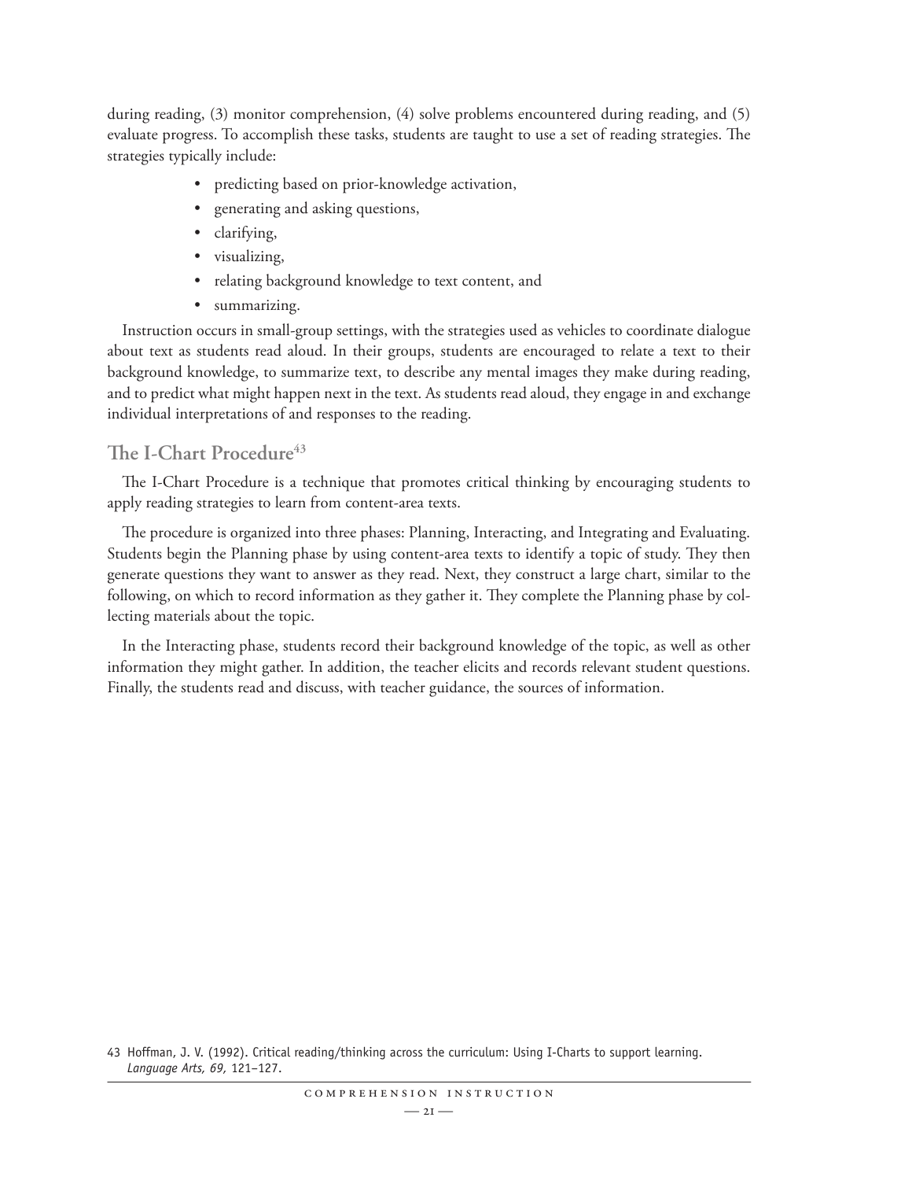during reading, (3) monitor comprehension, (4) solve problems encountered during reading, and (5) evaluate progress. To accomplish these tasks, students are taught to use a set of reading strategies. The strategies typically include:

- predicting based on prior-knowledge activation,
- generating and asking questions,
- clarifying,
- visualizing,
- relating background knowledge to text content, and
- summarizing.

Instruction occurs in small-group settings, with the strategies used as vehicles to coordinate dialogue about text as students read aloud. In their groups, students are encouraged to relate a text to their background knowledge, to summarize text, to describe any mental images they make during reading, and to predict what might happen next in the text. As students read aloud, they engage in and exchange individual interpretations of and responses to the reading.

## The I-Chart Procedure[43]

The I-Chart Procedure is a technique that promotes critical thinking by encouraging students to apply reading strategies to learn from content-area texts.

The procedure is organized into three phases: Planning, Interacting, and Integrating and Evaluating. Students begin the Planning phase by using content-area texts to identify a topic of study. They then generate questions they want to answer as they read. Next, they construct a large chart, similar to the following, on which to record information as they gather it. They complete the Planning phase by collecting materials about the topic.

In the Interacting phase, students record their background knowledge of the topic, as well as other information they might gather. In addition, the teacher elicits and records relevant student questions. Finally, the students read and discuss, with teacher guidance, the sources of information.

43 Hoffman, J. V. (1992). Critical reading/thinking across the curriculum: Using I-Charts to support learning. *Language Arts, 69,* 121–127.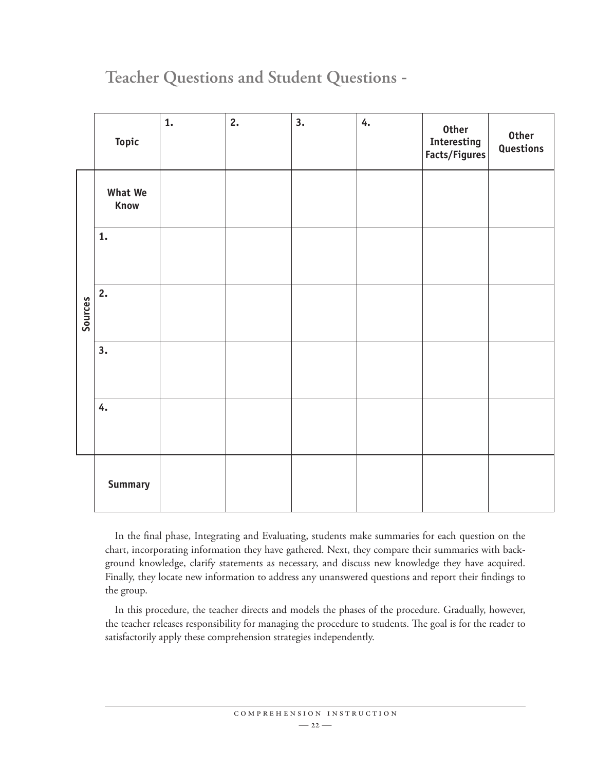## Teacher Questions and Student Questions -

| | Topic | 1. | 2. | 3. | 4. | Other Interesting Facts/Figures | Other Questions |
|---|---|---|---|---|---|---|---|
| Sources | What We Know | | | | | | |
| | 1. | | | | | | |
| | 2. | | | | | | |
| | 3. | | | | | | |
| | 4. | | | | | | |
| | Summary | | | | | | |

In the final phase, Integrating and Evaluating, students make summaries for each question on the chart, incorporating information they have gathered. Next, they compare their summaries with background knowledge, clarify statements as necessary, and discuss new knowledge they have acquired. Finally, they locate new information to address any unanswered questions and report their findings to the group.

In this procedure, the teacher directs and models the phases of the procedure. Gradually, however, the teacher releases responsibility for managing the procedure to students. The goal is for the reader to satisfactorily apply these comprehension strategies independently.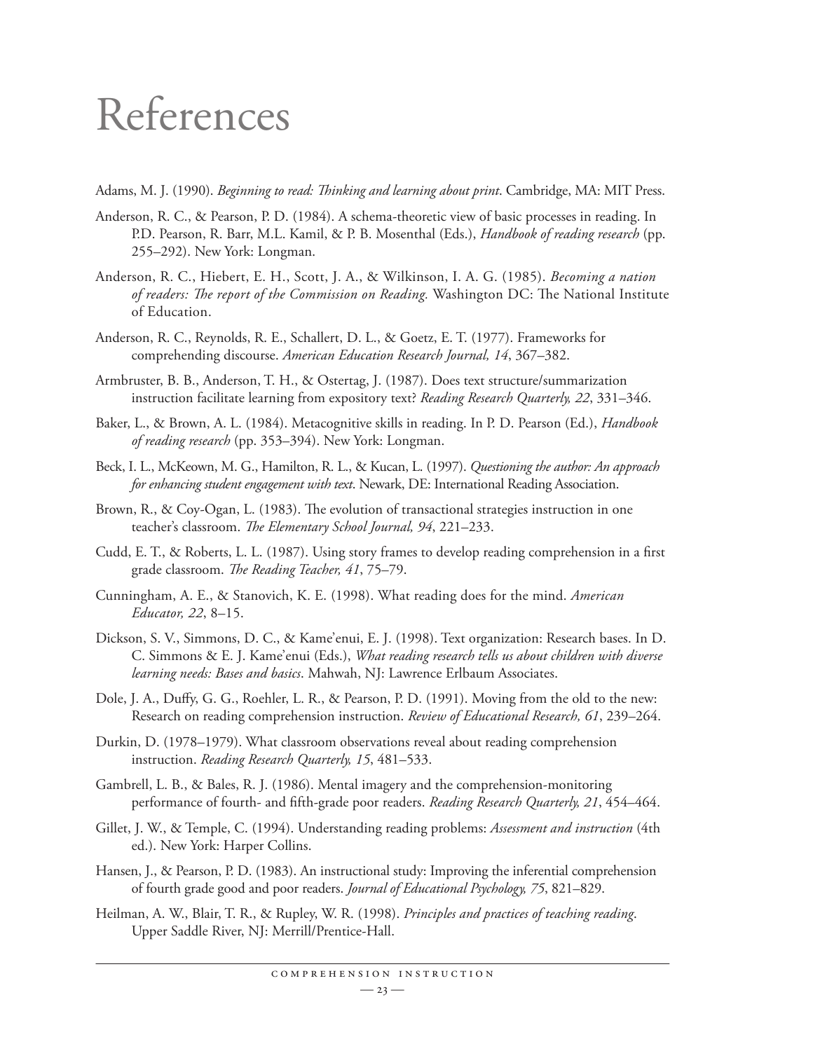# References

Adams, M. J. (1990). *Beginning to read: Thinking and learning about print*. Cambridge, MA: MIT Press.

Anderson, R. C., & Pearson, P. D. (1984). A schema-theoretic view of basic processes in reading. In P.D. Pearson, R. Barr, M.L. Kamil, & P. B. Mosenthal (Eds.), *Handbook of reading research* (pp. 255–292). New York: Longman.

Anderson, R. C., Hiebert, E. H., Scott, J. A., & Wilkinson, I. A. G. (1985). *Becoming a nation of readers: The report of the Commission on Reading.* Washington DC: The National Institute of Education.

Anderson, R. C., Reynolds, R. E., Schallert, D. L., & Goetz, E. T. (1977). Frameworks for comprehending discourse. *American Education Research Journal, 14*, 367–382.

Armbruster, B. B., Anderson, T. H., & Ostertag, J. (1987). Does text structure/summarization instruction facilitate learning from expository text? *Reading Research Quarterly, 22*, 331–346.

Baker, L., & Brown, A. L. (1984). Metacognitive skills in reading. In P. D. Pearson (Ed.), *Handbook of reading research* (pp. 353–394). New York: Longman.

Beck, I. L., McKeown, M. G., Hamilton, R. L., & Kucan, L. (1997). *Questioning the author: An approach for enhancing student engagement with text*. Newark, DE: International Reading Association.

Brown, R., & Coy-Ogan, L. (1983). The evolution of transactional strategies instruction in one teacher's classroom. *The Elementary School Journal, 94*, 221–233.

Cudd, E. T., & Roberts, L. L. (1987). Using story frames to develop reading comprehension in a first grade classroom. *The Reading Teacher, 41*, 75–79.

Cunningham, A. E., & Stanovich, K. E. (1998). What reading does for the mind. *American Educator, 22*, 8–15.

Dickson, S. V., Simmons, D. C., & Kame'enui, E. J. (1998). Text organization: Research bases. In D. C. Simmons & E. J. Kame'enui (Eds.), *What reading research tells us about children with diverse learning needs: Bases and basics*. Mahwah, NJ: Lawrence Erlbaum Associates.

Dole, J. A., Duffy, G. G., Roehler, L. R., & Pearson, P. D. (1991). Moving from the old to the new: Research on reading comprehension instruction. *Review of Educational Research, 61*, 239–264.

Durkin, D. (1978–1979). What classroom observations reveal about reading comprehension instruction. *Reading Research Quarterly, 15*, 481–533.

Gambrell, L. B., & Bales, R. J. (1986). Mental imagery and the comprehension-monitoring performance of fourth- and fifth-grade poor readers. *Reading Research Quarterly, 21*, 454–464.

Gillet, J. W., & Temple, C. (1994). Understanding reading problems: *Assessment and instruction* (4th ed.). New York: Harper Collins.

Hansen, J., & Pearson, P. D. (1983). An instructional study: Improving the inferential comprehension of fourth grade good and poor readers. *Journal of Educational Psychology, 75*, 821–829.

Heilman, A. W., Blair, T. R., & Rupley, W. R. (1998). *Principles and practices of teaching reading*. Upper Saddle River, NJ: Merrill/Prentice-Hall.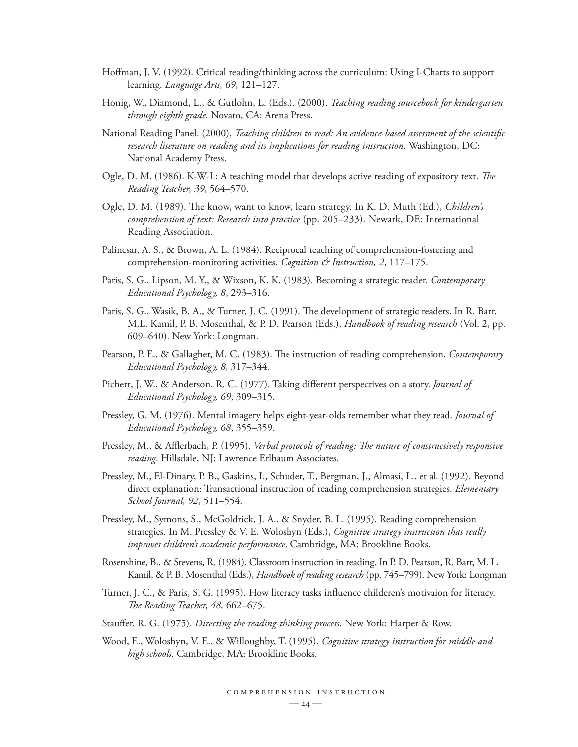Hoffman, J. V. (1992). Critical reading/thinking across the curriculum: Using I-Charts to support learning. *Language Arts, 69*, 121–127.

Honig, W., Diamond, L., & Gutlohn, L. (Eds.). (2000). *Teaching reading sourcebook for kindergarten through eighth grade.* Novato, CA: Arena Press.

National Reading Panel. (2000). *Teaching children to read: An evidence-based assessment of the scientific research literature on reading and its implications for reading instruction*. Washington, DC: National Academy Press.

Ogle, D. M. (1986). K-W-L: A teaching model that develops active reading of expository text. *The Reading Teacher, 39*, 564–570.

Ogle, D. M. (1989). The know, want to know, learn strategy. In K. D. Muth (Ed.), *Children's comprehension of text: Research into practice* (pp. 205–233). Newark, DE: International Reading Association.

Palincsar, A. S., & Brown, A. L. (1984). Reciprocal teaching of comprehension-fostering and comprehension-monitoring activities. *Cognition & Instruction, 2*, 117–175.

Paris, S. G., Lipson, M. Y., & Wixson, K. K. (1983). Becoming a strategic reader. *Contemporary Educational Psychology, 8*, 293–316.

Paris, S. G., Wasik, B. A., & Turner, J. C. (1991). The development of strategic readers. In R. Barr, M.L. Kamil, P. B. Mosenthal, & P. D. Pearson (Eds.), *Handbook of reading research* (Vol. 2, pp. 609–640). New York: Longman.

Pearson, P. E., & Gallagher, M. C. (1983). The instruction of reading comprehension. *Contemporary Educational Psychology, 8,* 317–344.

Pichert, J. W., & Anderson, R. C. (1977). Taking different perspectives on a story. *Journal of Educational Psychology, 69*, 309–315.

Pressley, G. M. (1976). Mental imagery helps eight-year-olds remember what they read. *Journal of Educational Psychology, 68*, 355–359.

Pressley, M., & Afflerbach, P. (1995). *Verbal protocols of reading: The nature of constructively responsive reading*. Hillsdale, NJ: Lawrence Erlbaum Associates.

Pressley, M., El-Dinary, P. B., Gaskins, I., Schuder, T., Bergman, J., Almasi, L., et al. (1992). Beyond direct explanation: Transactional instruction of reading comprehension strategies. *Elementary School Journal, 92*, 511–554.

Pressley, M., Symons, S., McGoldrick, J. A., & Snyder, B. L. (1995). Reading comprehension strategies. In M. Pressley & V. E. Woloshyn (Eds.), *Cognitive strategy instruction that really improves children's academic performance*. Cambridge, MA: Brookline Books.

Rosenshine, B., & Stevens, R. (1984). Classroom instruction in reading. In P. D. Pearson, R. Barr, M. L. Kamil, & P. B. Mosenthal (Eds.), *Handbook of reading research* (pp. 745–799). New York: Longman

Turner, J. C., & Paris, S. G. (1995). How literacy tasks influence childeren's motivaion for literacy. *The Reading Teacher, 48,* 662–675.

Stauffer, R. G. (1975). *Directing the reading-thinking process*. New York: Harper & Row.

Wood, E., Woloshyn, V. E., & Willoughby, T. (1995). *Cognitive strategy instruction for middle and high schools*. Cambridge, MA: Brookline Books.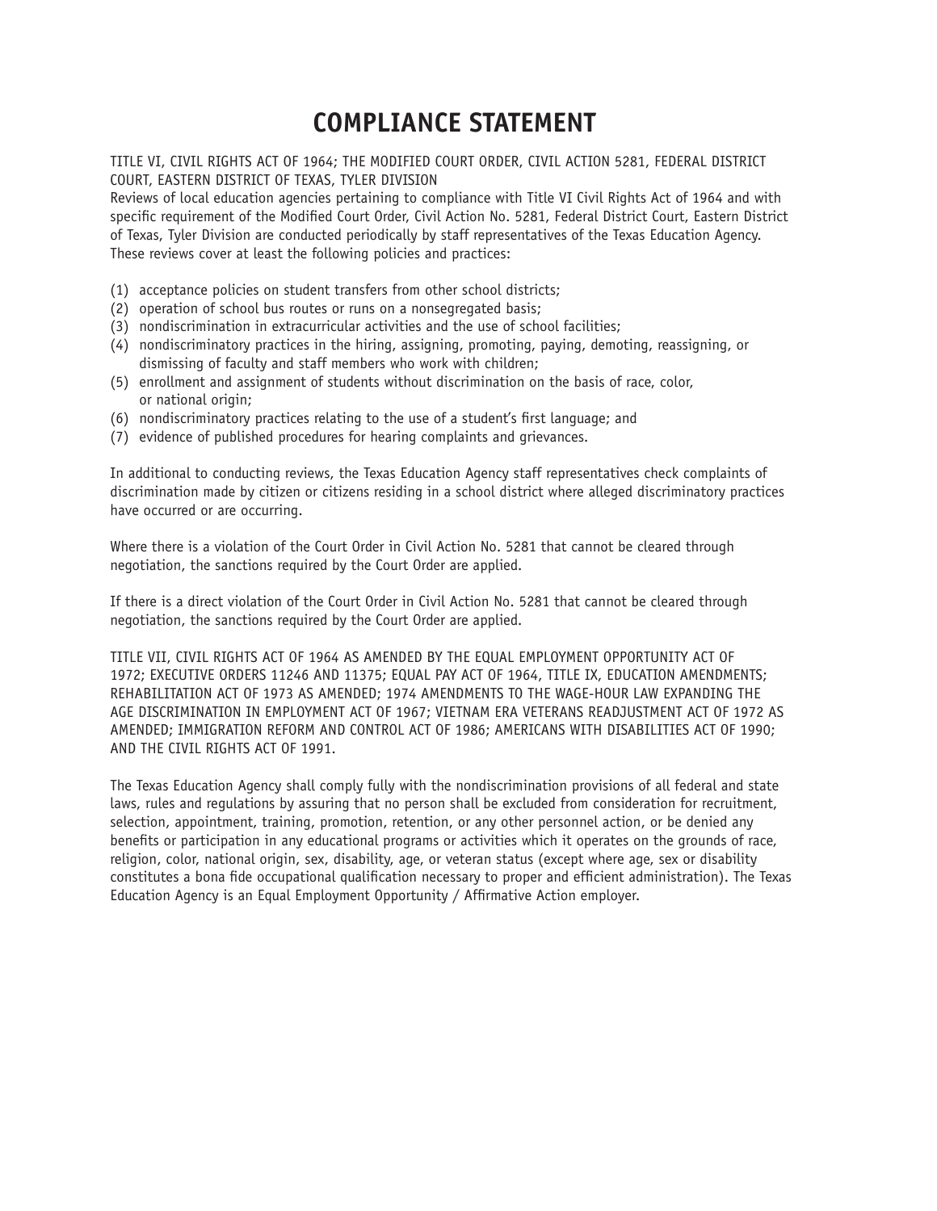# COMPLIANCE STATEMENT

TITLE VI, CIVIL RIGHTS ACT OF 1964; THE MODIFIED COURT ORDER, CIVIL ACTION 5281, FEDERAL DISTRICT COURT, EASTERN DISTRICT OF TEXAS, TYLER DIVISION

Reviews of local education agencies pertaining to compliance with Title VI Civil Rights Act of 1964 and with specific requirement of the Modified Court Order, Civil Action No. 5281, Federal District Court, Eastern District of Texas, Tyler Division are conducted periodically by staff representatives of the Texas Education Agency. These reviews cover at least the following policies and practices:

(1) acceptance policies on student transfers from other school districts;
(2) operation of school bus routes or runs on a nonsegregated basis;
(3) nondiscrimination in extracurricular activities and the use of school facilities;
(4) nondiscriminatory practices in the hiring, assigning, promoting, paying, demoting, reassigning, or dismissing of faculty and staff members who work with children;
(5) enrollment and assignment of students without discrimination on the basis of race, color, or national origin;
(6) nondiscriminatory practices relating to the use of a student's first language; and
(7) evidence of published procedures for hearing complaints and grievances.

In additional to conducting reviews, the Texas Education Agency staff representatives check complaints of discrimination made by citizen or citizens residing in a school district where alleged discriminatory practices have occurred or are occurring.

Where there is a violation of the Court Order in Civil Action No. 5281 that cannot be cleared through negotiation, the sanctions required by the Court Order are applied.

If there is a direct violation of the Court Order in Civil Action No. 5281 that cannot be cleared through negotiation, the sanctions required by the Court Order are applied.

TITLE VII, CIVIL RIGHTS ACT OF 1964 AS AMENDED BY THE EQUAL EMPLOYMENT OPPORTUNITY ACT OF 1972; EXECUTIVE ORDERS 11246 AND 11375; EQUAL PAY ACT OF 1964, TITLE IX, EDUCATION AMENDMENTS; REHABILITATION ACT OF 1973 AS AMENDED; 1974 AMENDMENTS TO THE WAGE-HOUR LAW EXPANDING THE AGE DISCRIMINATION IN EMPLOYMENT ACT OF 1967; VIETNAM ERA VETERANS READJUSTMENT ACT OF 1972 AS AMENDED; IMMIGRATION REFORM AND CONTROL ACT OF 1986; AMERICANS WITH DISABILITIES ACT OF 1990; AND THE CIVIL RIGHTS ACT OF 1991.

The Texas Education Agency shall comply fully with the nondiscrimination provisions of all federal and state laws, rules and regulations by assuring that no person shall be excluded from consideration for recruitment, selection, appointment, training, promotion, retention, or any other personnel action, or be denied any benefits or participation in any educational programs or activities which it operates on the grounds of race, religion, color, national origin, sex, disability, age, or veteran status (except where age, sex or disability constitutes a bona fide occupational qualification necessary to proper and efficient administration). The Texas Education Agency is an Equal Employment Opportunity / Affirmative Action employer.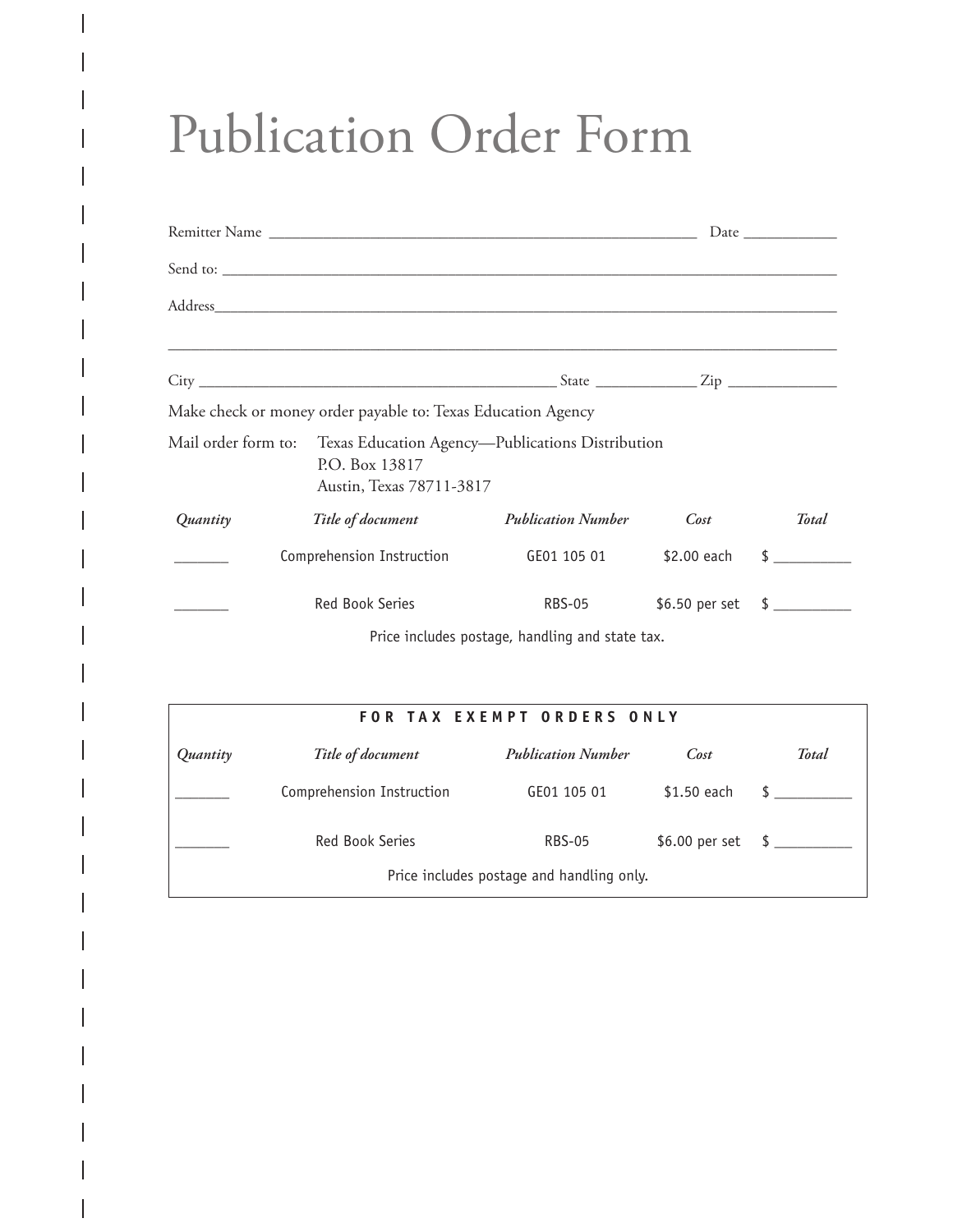# Publication Order Form

Remitter Name ______________________________________________ Date ___________

Send to: ____________________________________________________________________

Address_____________________________________________________________________

____________________________________________________________________________

City ________________________________________ State ____________ Zip _____________

Make check or money order payable to: Texas Education Agency

Mail order form to: Texas Education Agency—Publications Distribution
P.O. Box 13817
Austin, Texas 78711-3817

| *Quantity* | *Title of document* | *Publication Number* | *Cost* | *Total* |
|---|---|---|---|---|
| _______ | Comprehension Instruction | GE01 105 01 | $2.00 each | $ __________ |
| _______ | Red Book Series | RBS-05 | $6.50 per set | $ __________ |

Price includes postage, handling and state tax.

**FOR TAX EXEMPT ORDERS ONLY**

| *Quantity* | *Title of document* | *Publication Number* | *Cost* | *Total* |
|---|---|---|---|---|
| _______ | Comprehension Instruction | GE01 105 01 | $1.50 each | $ __________ |
| _______ | Red Book Series | RBS-05 | $6.00 per set | $ __________ |

Price includes postage and handling only.